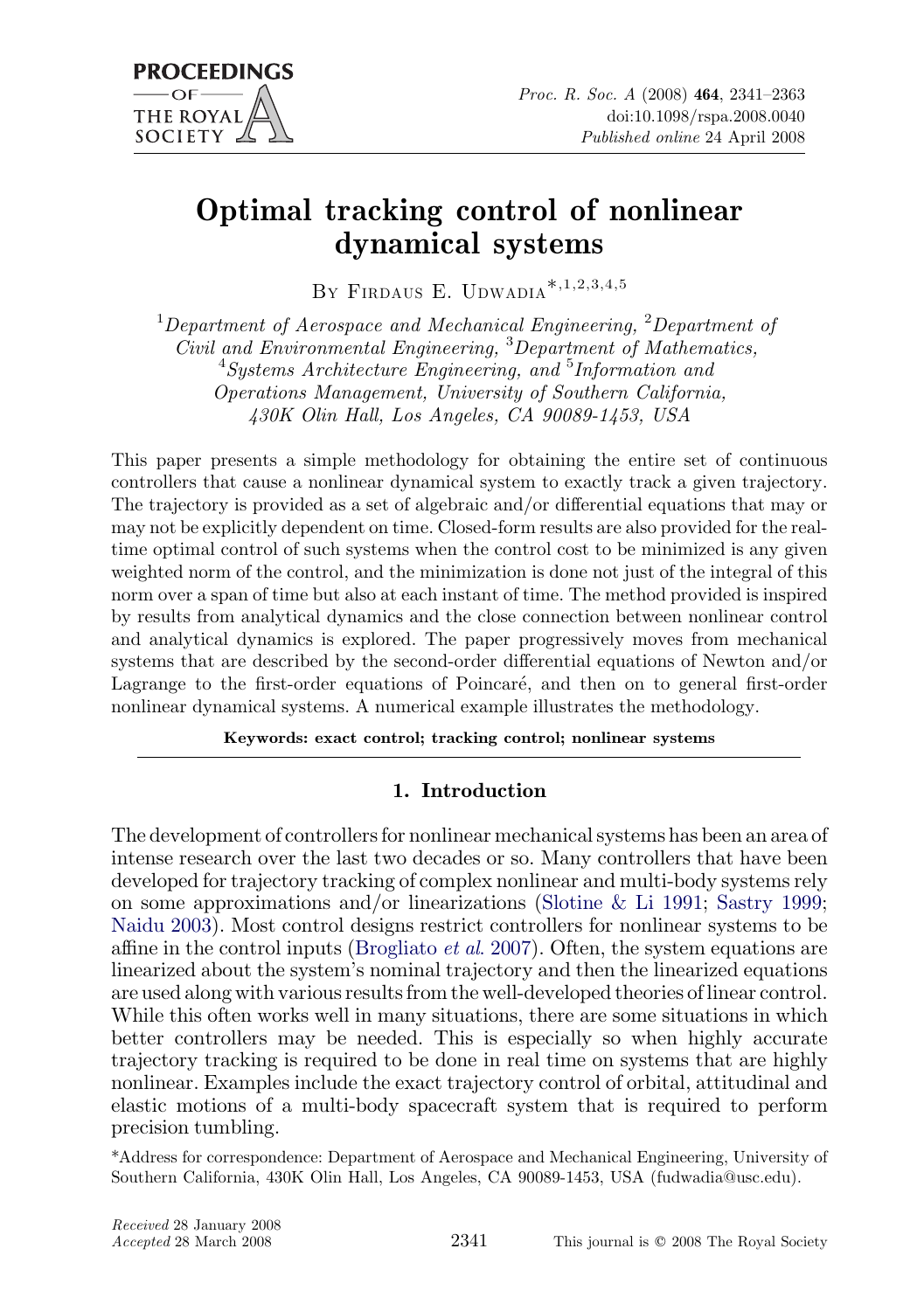# Optimal tracking control of nonlinear dynamical systems

By Firdaus E. Udwadia[*,1,2,3,4,5]

[1]Department of Aerospace and Mechanical Engineering, [2]Department of Civil and Environmental Engineering, [3]Department of Mathematics, [4]Systems Architecture Engineering, and [5]Information and Operations Management, University of Southern California, 430K Olin Hall, Los Angeles, CA 90089-1453, USA

This paper presents a simple methodology for obtaining the entire set of continuous controllers that cause a nonlinear dynamical system to exactly track a given trajectory. The trajectory is provided as a set of algebraic and/or differential equations that may or may not be explicitly dependent on time. Closed-form results are also provided for the real-time optimal control of such systems when the control cost to be minimized is any given weighted norm of the control, and the minimization is done not just of the integral of this norm over a span of time but also at each instant of time. The method provided is inspired by results from analytical dynamics and the close connection between nonlinear control and analytical dynamics is explored. The paper progressively moves from mechanical systems that are described by the second-order differential equations of Newton and/or Lagrange to the first-order equations of Poincaré, and then on to general first-order nonlinear dynamical systems. A numerical example illustrates the methodology.

**Keywords: exact control; tracking control; nonlinear systems**

## 1. Introduction

The development of controllers for nonlinear mechanical systems has been an area of intense research over the last two decades or so. Many controllers that have been developed for trajectory tracking of complex nonlinear and multi-body systems rely on some approximations and/or linearizations (Slotine & Li 1991; Sastry 1999; Naidu 2003). Most control designs restrict controllers for nonlinear systems to be affine in the control inputs (Brogliato *et al.* 2007). Often, the system equations are linearized about the system's nominal trajectory and then the linearized equations are used along with various results from the well-developed theories of linear control. While this often works well in many situations, there are some situations in which better controllers may be needed. This is especially so when highly accurate trajectory tracking is required to be done in real time on systems that are highly nonlinear. Examples include the exact trajectory control of orbital, attitudinal and elastic motions of a multi-body spacecraft system that is required to perform precision tumbling.

*Address for correspondence: Department of Aerospace and Mechanical Engineering, University of Southern California, 430K Olin Hall, Los Angeles, CA 90089-1453, USA (fudwadia@usc.edu).

*Received* 28 January 2008
*Accepted* 28 March 2008

This journal is © 2008 The Royal Society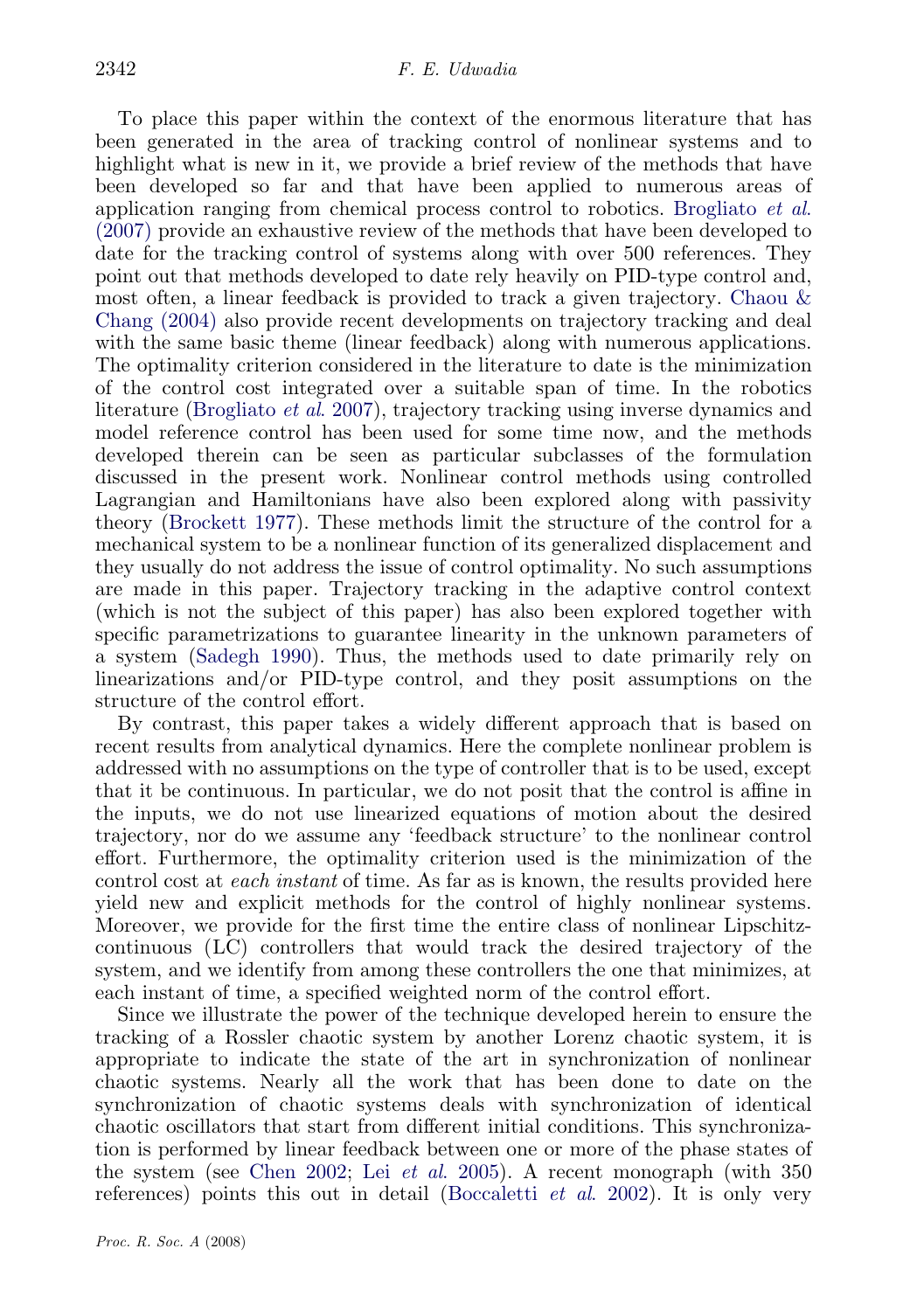To place this paper within the context of the enormous literature that has been generated in the area of tracking control of nonlinear systems and to highlight what is new in it, we provide a brief review of the methods that have been developed so far and that have been applied to numerous areas of application ranging from chemical process control to robotics. Brogliato *et al.* (2007) provide an exhaustive review of the methods that have been developed to date for the tracking control of systems along with over 500 references. They point out that methods developed to date rely heavily on PID-type control and, most often, a linear feedback is provided to track a given trajectory. Chaou & Chang (2004) also provide recent developments on trajectory tracking and deal with the same basic theme (linear feedback) along with numerous applications. The optimality criterion considered in the literature to date is the minimization of the control cost integrated over a suitable span of time. In the robotics literature (Brogliato *et al.* 2007), trajectory tracking using inverse dynamics and model reference control has been used for some time now, and the methods developed therein can be seen as particular subclasses of the formulation discussed in the present work. Nonlinear control methods using controlled Lagrangian and Hamiltonians have also been explored along with passivity theory (Brockett 1977). These methods limit the structure of the control for a mechanical system to be a nonlinear function of its generalized displacement and they usually do not address the issue of control optimality. No such assumptions are made in this paper. Trajectory tracking in the adaptive control context (which is not the subject of this paper) has also been explored together with specific parametrizations to guarantee linearity in the unknown parameters of a system (Sadegh 1990). Thus, the methods used to date primarily rely on linearizations and/or PID-type control, and they posit assumptions on the structure of the control effort.

By contrast, this paper takes a widely different approach that is based on recent results from analytical dynamics. Here the complete nonlinear problem is addressed with no assumptions on the type of controller that is to be used, except that it be continuous. In particular, we do not posit that the control is affine in the inputs, we do not use linearized equations of motion about the desired trajectory, nor do we assume any 'feedback structure' to the nonlinear control effort. Furthermore, the optimality criterion used is the minimization of the control cost at *each instant* of time. As far as is known, the results provided here yield new and explicit methods for the control of highly nonlinear systems. Moreover, we provide for the first time the entire class of nonlinear Lipschitz-continuous (LC) controllers that would track the desired trajectory of the system, and we identify from among these controllers the one that minimizes, at each instant of time, a specified weighted norm of the control effort.

Since we illustrate the power of the technique developed herein to ensure the tracking of a Rossler chaotic system by another Lorenz chaotic system, it is appropriate to indicate the state of the art in synchronization of nonlinear chaotic systems. Nearly all the work that has been done to date on the synchronization of chaotic systems deals with synchronization of identical chaotic oscillators that start from different initial conditions. This synchronization is performed by linear feedback between one or more of the phase states of the system (see Chen 2002; Lei *et al.* 2005). A recent monograph (with 350 references) points this out in detail (Boccaletti *et al.* 2002). It is only very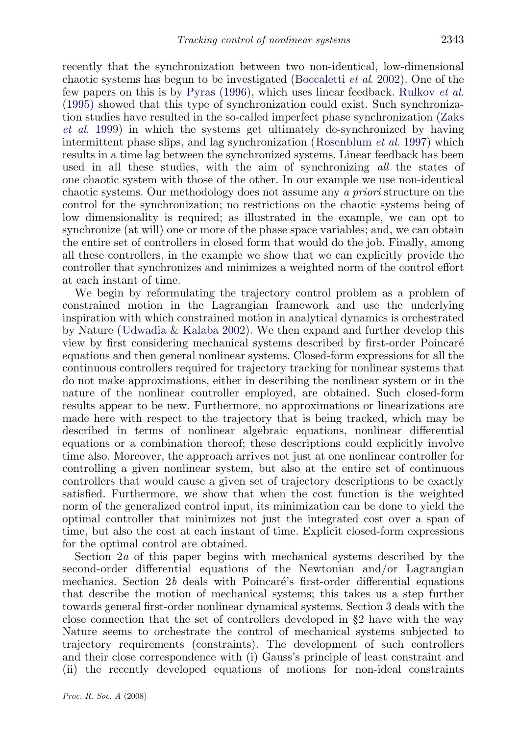recently that the synchronization between two non-identical, low-dimensional chaotic systems has begun to be investigated (Boccaletti *et al.* 2002). One of the few papers on this is by Pyras (1996), which uses linear feedback. Rulkov *et al.* (1995) showed that this type of synchronization could exist. Such synchronization studies have resulted in the so-called imperfect phase synchronization (Zaks *et al.* 1999) in which the systems get ultimately de-synchronized by having intermittent phase slips, and lag synchronization (Rosenblum *et al.* 1997) which results in a time lag between the synchronized systems. Linear feedback has been used in all these studies, with the aim of synchronizing *all* the states of one chaotic system with those of the other. In our example we use non-identical chaotic systems. Our methodology does not assume any *a priori* structure on the control for the synchronization; no restrictions on the chaotic systems being of low dimensionality is required; as illustrated in the example, we can opt to synchronize (at will) one or more of the phase space variables; and, we can obtain the entire set of controllers in closed form that would do the job. Finally, among all these controllers, in the example we show that we can explicitly provide the controller that synchronizes and minimizes a weighted norm of the control effort at each instant of time.

We begin by reformulating the trajectory control problem as a problem of constrained motion in the Lagrangian framework and use the underlying inspiration with which constrained motion in analytical dynamics is orchestrated by Nature (Udwadia & Kalaba 2002). We then expand and further develop this view by first considering mechanical systems described by first-order Poincaré equations and then general nonlinear systems. Closed-form expressions for all the continuous controllers required for trajectory tracking for nonlinear systems that do not make approximations, either in describing the nonlinear system or in the nature of the nonlinear controller employed, are obtained. Such closed-form results appear to be new. Furthermore, no approximations or linearizations are made here with respect to the trajectory that is being tracked, which may be described in terms of nonlinear algebraic equations, nonlinear differential equations or a combination thereof; these descriptions could explicitly involve time also. Moreover, the approach arrives not just at one nonlinear controller for controlling a given nonlinear system, but also at the entire set of continuous controllers that would cause a given set of trajectory descriptions to be exactly satisfied. Furthermore, we show that when the cost function is the weighted norm of the generalized control input, its minimization can be done to yield the optimal controller that minimizes not just the integrated cost over a span of time, but also the cost at each instant of time. Explicit closed-form expressions for the optimal control are obtained.

Section 2*a* of this paper begins with mechanical systems described by the second-order differential equations of the Newtonian and/or Lagrangian mechanics. Section 2*b* deals with Poincaré's first-order differential equations that describe the motion of mechanical systems; this takes us a step further towards general first-order nonlinear dynamical systems. Section 3 deals with the close connection that the set of controllers developed in §2 have with the way Nature seems to orchestrate the control of mechanical systems subjected to trajectory requirements (constraints). The development of such controllers and their close correspondence with (i) Gauss's principle of least constraint and (ii) the recently developed equations of motions for non-ideal constraints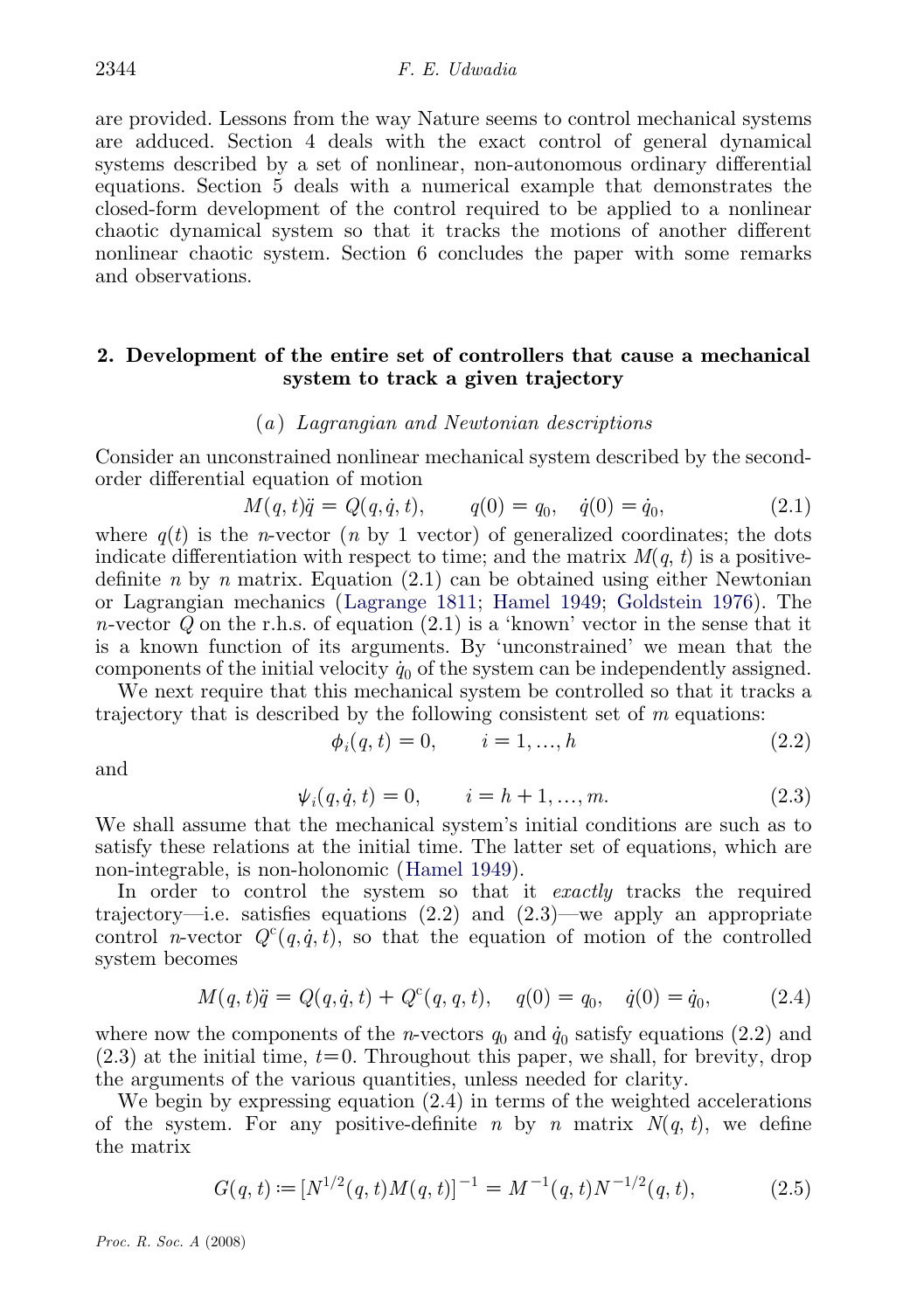are provided. Lessons from the way Nature seems to control mechanical systems are adduced. Section 4 deals with the exact control of general dynamical systems described by a set of nonlinear, non-autonomous ordinary differential equations. Section 5 deals with a numerical example that demonstrates the closed-form development of the control required to be applied to a nonlinear chaotic dynamical system so that it tracks the motions of another different nonlinear chaotic system. Section 6 concludes the paper with some remarks and observations.

## 2. Development of the entire set of controllers that cause a mechanical system to track a given trajectory

### (*a*) *Lagrangian and Newtonian descriptions*

Consider an unconstrained nonlinear mechanical system described by the second-order differential equation of motion

$$M(q,t)\ddot{q} = Q(q,\dot{q},t), \qquad q(0) = q_0, \quad \dot{q}(0) = \dot{q}_0, \tag{2.1}$$

where $q(t)$ is the $n$-vector ($n$ by 1 vector) of generalized coordinates; the dots indicate differentiation with respect to time; and the matrix $M(q,t)$ is a positive-definite $n$ by $n$ matrix. Equation (2.1) can be obtained using either Newtonian or Lagrangian mechanics (Lagrange 1811; Hamel 1949; Goldstein 1976). The $n$-vector $Q$ on the r.h.s. of equation (2.1) is a 'known' vector in the sense that it is a known function of its arguments. By 'unconstrained' we mean that the components of the initial velocity $\dot{q}_0$ of the system can be independently assigned.

We next require that this mechanical system be controlled so that it tracks a trajectory that is described by the following consistent set of $m$ equations:

$$\phi_i(q,t) = 0, \qquad i = 1, \ldots, h \tag{2.2}$$

and

$$\psi_i(q,\dot{q},t) = 0, \qquad i = h+1, \ldots, m. \tag{2.3}$$

We shall assume that the mechanical system's initial conditions are such as to satisfy these relations at the initial time. The latter set of equations, which are non-integrable, is non-holonomic (Hamel 1949).

In order to control the system so that it *exactly* tracks the required trajectory—i.e. satisfies equations (2.2) and (2.3)—we apply an appropriate control $n$-vector $Q^{c}(q,\dot{q},t)$, so that the equation of motion of the controlled system becomes

$$M(q,t)\ddot{q} = Q(q,\dot{q},t) + Q^{c}(q,q,t), \quad q(0) = q_0, \quad \dot{q}(0) = \dot{q}_0, \tag{2.4}$$

where now the components of the $n$-vectors $q_0$ and $\dot{q}_0$ satisfy equations (2.2) and (2.3) at the initial time, $t$=0. Throughout this paper, we shall, for brevity, drop the arguments of the various quantities, unless needed for clarity.

We begin by expressing equation (2.4) in terms of the weighted accelerations of the system. For any positive-definite $n$ by $n$ matrix $N(q,t)$, we define the matrix

$$G(q,t) := [N^{1/2}(q,t)M(q,t)]^{-1} = M^{-1}(q,t)N^{-1/2}(q,t), \tag{2.5}$$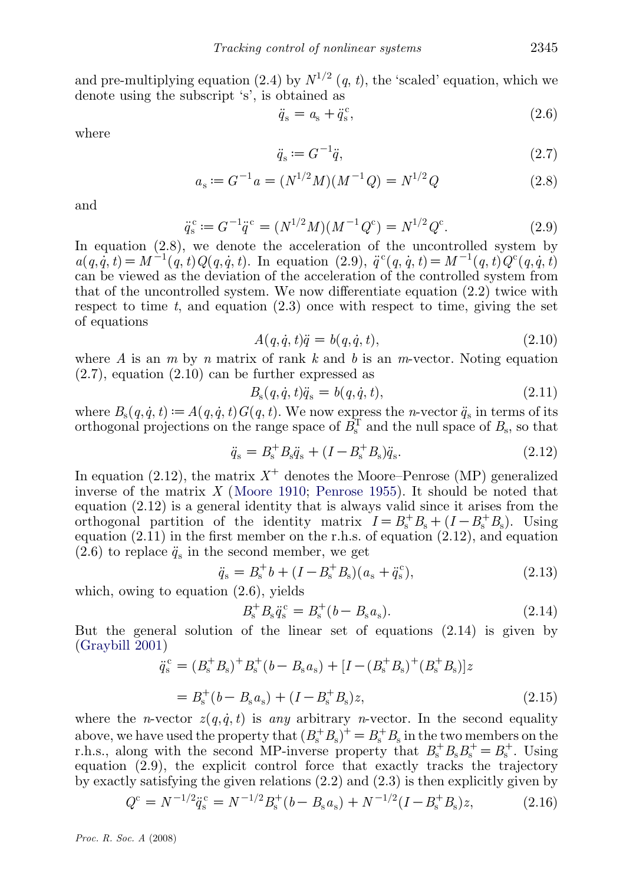and pre-multiplying equation (2.4) by $N^{1/2}(q, t)$, the 'scaled' equation, which we denote using the subscript 's', is obtained as

$$\ddot{q}_{\mathrm{s}} = a_{\mathrm{s}} + \ddot{q}_{\mathrm{s}}^{\mathrm{c}}, \tag{2.6}$$

where

$$\ddot{q}_{\mathrm{s}} := G^{-1}\ddot{q}, \tag{2.7}$$

$$a_{\mathrm{s}} := G^{-1}a = (N^{1/2}M)(M^{-1}Q) = N^{1/2}Q \tag{2.8}$$

and

$$\ddot{q}_{\mathrm{s}}^{\mathrm{c}} := G^{-1}\ddot{q}^{\mathrm{c}} = (N^{1/2}M)(M^{-1}Q^{\mathrm{c}}) = N^{1/2}Q^{\mathrm{c}}. \tag{2.9}$$

In equation (2.8), we denote the acceleration of the uncontrolled system by $a(q, \dot{q}, t) = M^{-1}(q, t)Q(q, \dot{q}, t)$. In equation (2.9), $\ddot{q}^{\mathrm{c}}(q, \dot{q}, t) = M^{-1}(q, t)Q^{\mathrm{c}}(q, \dot{q}, t)$ can be viewed as the deviation of the acceleration of the controlled system from that of the uncontrolled system. We now differentiate equation (2.2) twice with respect to time $t$, and equation (2.3) once with respect to time, giving the set of equations

$$A(q, \dot{q}, t)\ddot{q} = b(q, \dot{q}, t), \tag{2.10}$$

where $A$ is an $m$ by $n$ matrix of rank $k$ and $b$ is an $m$-vector. Noting equation (2.7), equation (2.10) can be further expressed as

$$B_{\mathrm{s}}(q, \dot{q}, t)\ddot{q}_{\mathrm{s}} = b(q, \dot{q}, t), \tag{2.11}$$

where $B_{\mathrm{s}}(q, \dot{q}, t) := A(q, \dot{q}, t)G(q, t)$. We now express the $n$-vector $\ddot{q}_{\mathrm{s}}$ in terms of its orthogonal projections on the range space of $B_{\mathrm{s}}^{\mathrm{T}}$ and the null space of $B_{\mathrm{s}}$, so that

$$\ddot{q}_{\mathrm{s}} = B_{\mathrm{s}}^{+}B_{\mathrm{s}}\ddot{q}_{\mathrm{s}} + (I - B_{\mathrm{s}}^{+}B_{\mathrm{s}})\ddot{q}_{\mathrm{s}}. \tag{2.12}$$

In equation (2.12), the matrix $X^{+}$ denotes the Moore–Penrose (MP) generalized inverse of the matrix $X$ (Moore 1910; Penrose 1955). It should be noted that equation (2.12) is a general identity that is always valid since it arises from the orthogonal partition of the identity matrix $I = B_{\mathrm{s}}^{+}B_{\mathrm{s}} + (I - B_{\mathrm{s}}^{+}B_{\mathrm{s}})$. Using equation (2.11) in the first member on the r.h.s. of equation (2.12), and equation (2.6) to replace $\ddot{q}_{\mathrm{s}}$ in the second member, we get

$$\ddot{q}_{\mathrm{s}} = B_{\mathrm{s}}^{+}b + (I - B_{\mathrm{s}}^{+}B_{\mathrm{s}})(a_{\mathrm{s}} + \ddot{q}_{\mathrm{s}}^{\mathrm{c}}), \tag{2.13}$$

which, owing to equation (2.6), yields

$$B_{\mathrm{s}}^{+}B_{\mathrm{s}}\ddot{q}_{\mathrm{s}}^{\mathrm{c}} = B_{\mathrm{s}}^{+}(b - B_{\mathrm{s}}a_{\mathrm{s}}). \tag{2.14}$$

But the general solution of the linear set of equations (2.14) is given by (Graybill 2001)

$$\begin{aligned}\ddot{q}_{\mathrm{s}}^{\mathrm{c}} &= (B_{\mathrm{s}}^{+}B_{\mathrm{s}})^{+}B_{\mathrm{s}}^{+}(b - B_{\mathrm{s}}a_{\mathrm{s}}) + [I - (B_{\mathrm{s}}^{+}B_{\mathrm{s}})^{+}(B_{\mathrm{s}}^{+}B_{\mathrm{s}})]z \\ &= B_{\mathrm{s}}^{+}(b - B_{\mathrm{s}}a_{\mathrm{s}}) + (I - B_{\mathrm{s}}^{+}B_{\mathrm{s}})z,\end{aligned} \tag{2.15}$$

where the $n$-vector $z(q, \dot{q}, t)$ is *any* arbitrary $n$-vector. In the second equality above, we have used the property that $(B_{\mathrm{s}}^{+}B_{\mathrm{s}})^{+} = B_{\mathrm{s}}^{+}B_{\mathrm{s}}$ in the two members on the r.h.s., along with the second MP-inverse property that $B_{\mathrm{s}}^{+}B_{\mathrm{s}}B_{\mathrm{s}}^{+} = B_{\mathrm{s}}^{+}$. Using equation (2.9), the explicit control force that exactly tracks the trajectory by exactly satisfying the given relations (2.2) and (2.3) is then explicitly given by

$$Q^{\mathrm{c}} = N^{-1/2}\ddot{q}_{\mathrm{s}}^{\mathrm{c}} = N^{-1/2}B_{\mathrm{s}}^{+}(b - B_{\mathrm{s}}a_{\mathrm{s}}) + N^{-1/2}(I - B_{\mathrm{s}}^{+}B_{\mathrm{s}})z, \tag{2.16}$$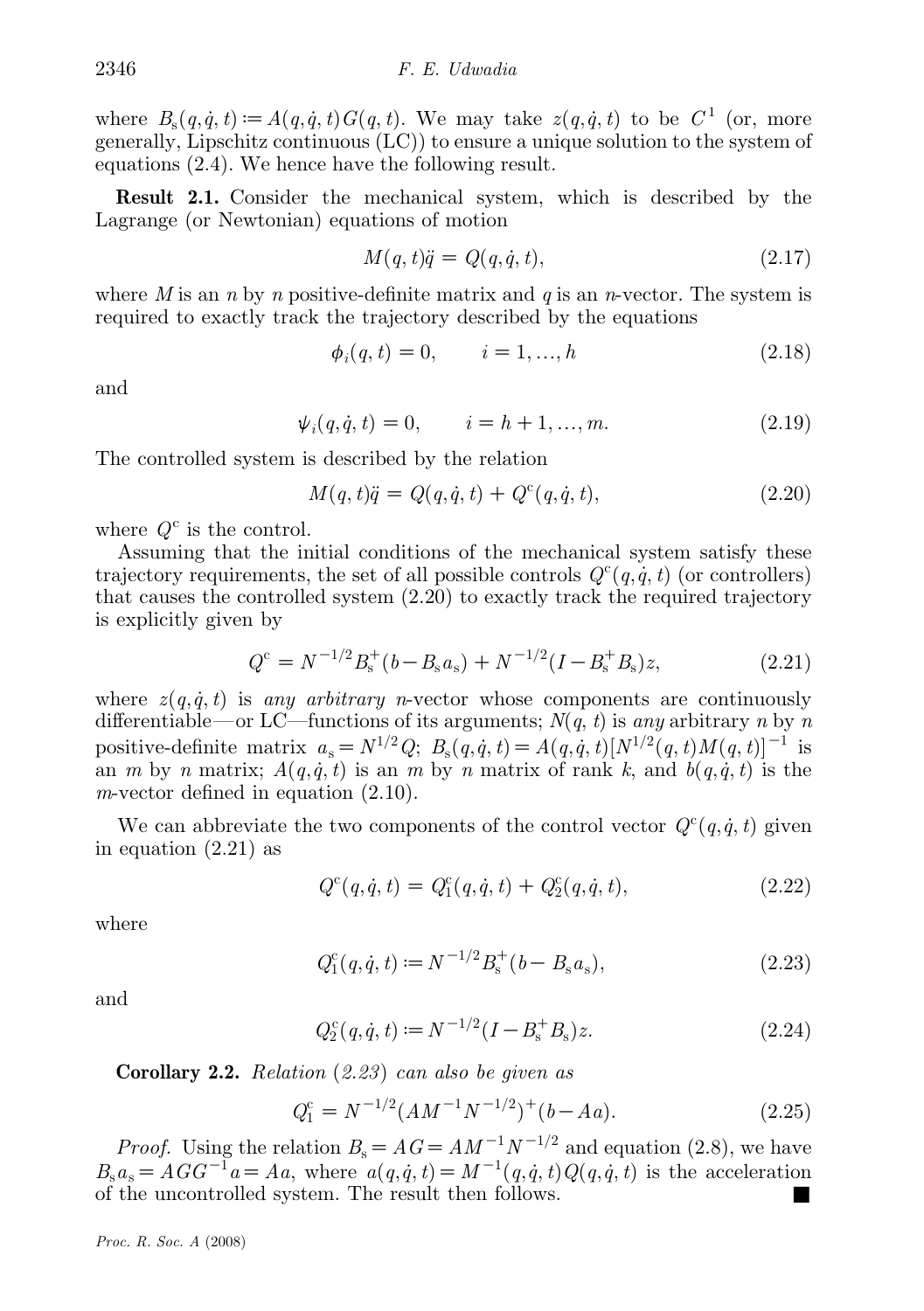where $B_s(q,\dot{q},t) := A(q,\dot{q},t)G(q,t)$. We may take $z(q,\dot{q},t)$ to be $C^1$ (or, more generally, Lipschitz continuous (LC)) to ensure a unique solution to the system of equations (2.4). We hence have the following result.

**Result 2.1.** Consider the mechanical system, which is described by the Lagrange (or Newtonian) equations of motion

$$M(q,t)\ddot{q} = Q(q,\dot{q},t), \tag{2.17}$$

where $M$ is an $n$ by $n$ positive-definite matrix and $q$ is an $n$-vector. The system is required to exactly track the trajectory described by the equations

$$\phi_i(q,t) = 0, \qquad i = 1, \ldots, h \tag{2.18}$$

and

$$\psi_i(q,\dot{q},t) = 0, \qquad i = h+1, \ldots, m. \tag{2.19}$$

The controlled system is described by the relation

$$M(q,t)\ddot{q} = Q(q,\dot{q},t) + Q^c(q,\dot{q},t), \tag{2.20}$$

where $Q^c$ is the control.

Assuming that the initial conditions of the mechanical system satisfy these trajectory requirements, the set of all possible controls $Q^c(q,\dot{q},t)$ (or controllers) that causes the controlled system (2.20) to exactly track the required trajectory is explicitly given by

$$Q^c = N^{-1/2}B_s^+(b - B_s a_s) + N^{-1/2}(I - B_s^+ B_s)z, \tag{2.21}$$

where $z(q,\dot{q},t)$ is *any arbitrary* $n$-vector whose components are continuously differentiable—or LC—functions of its arguments; $N(q,t)$ is *any* arbitrary $n$ by $n$ positive-definite matrix $a_s = N^{1/2}Q$; $B_s(q,\dot{q},t) = A(q,\dot{q},t)[N^{1/2}(q,t)M(q,t)]^{-1}$ is an $m$ by $n$ matrix; $A(q,\dot{q},t)$ is an $m$ by $n$ matrix of rank $k$, and $b(q,\dot{q},t)$ is the $m$-vector defined in equation (2.10).

We can abbreviate the two components of the control vector $Q^c(q,\dot{q},t)$ given in equation (2.21) as

$$Q^c(q,\dot{q},t) = Q_1^c(q,\dot{q},t) + Q_2^c(q,\dot{q},t), \tag{2.22}$$

where

$$Q_1^c(q,\dot{q},t) := N^{-1/2}B_s^+(b - B_s a_s), \tag{2.23}$$

and

$$Q_2^c(q,\dot{q},t) := N^{-1/2}(I - B_s^+ B_s)z. \tag{2.24}$$

**Corollary 2.2.** *Relation (2.23) can also be given as*

$$Q_1^c = N^{-1/2}(AM^{-1}N^{-1/2})^+(b - Aa). \tag{2.25}$$

*Proof.* Using the relation $B_s = AG = AM^{-1}N^{-1/2}$ and equation (2.8), we have $B_s a_s = AGG^{-1}a = Aa$, where $a(q,\dot{q},t) = M^{-1}(q,\dot{q},t)Q(q,\dot{q},t)$ is the acceleration of the uncontrolled system. The result then follows. ■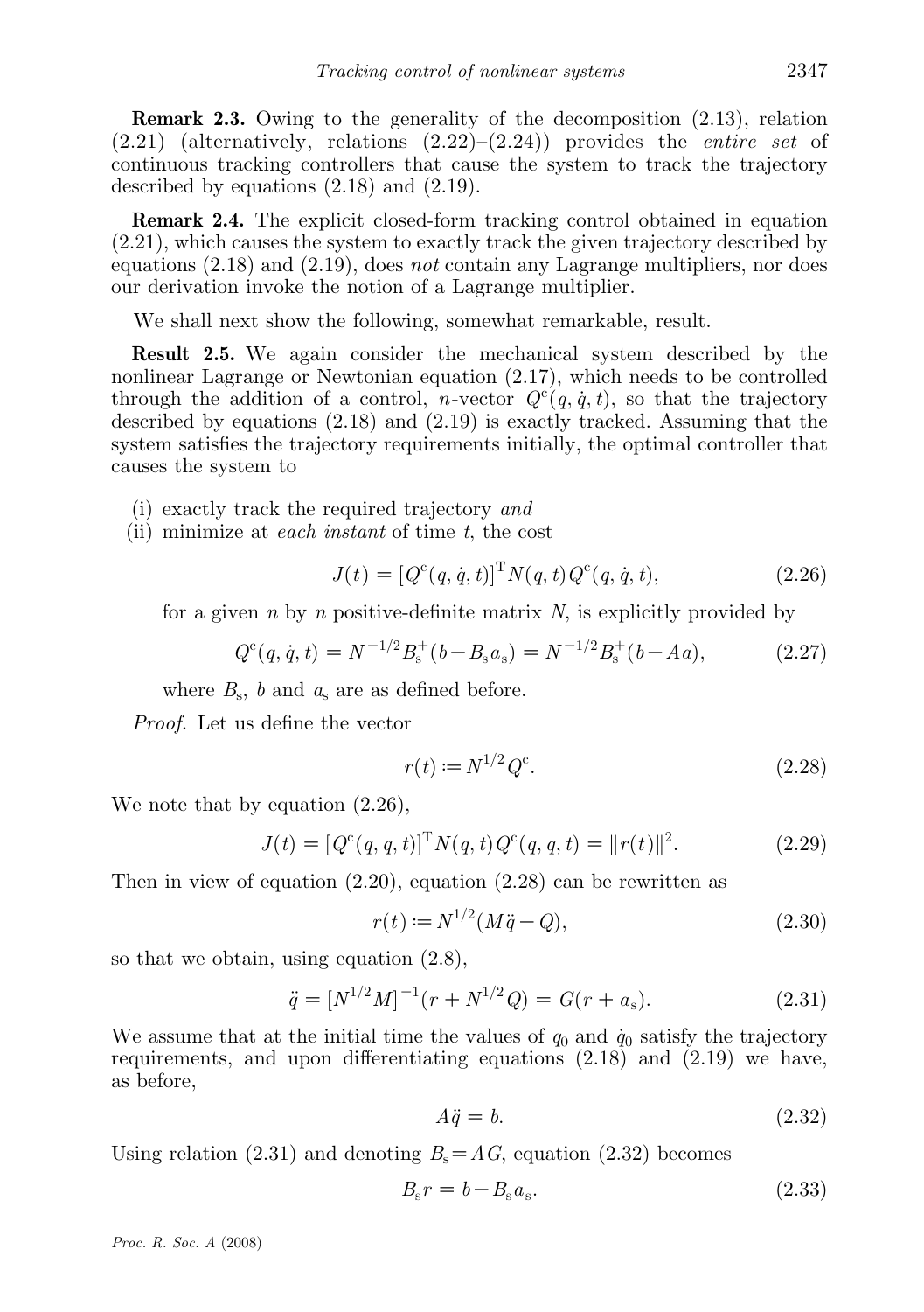**Remark 2.3.** Owing to the generality of the decomposition (2.13), relation (2.21) (alternatively, relations (2.22)–(2.24)) provides the *entire set* of continuous tracking controllers that cause the system to track the trajectory described by equations (2.18) and (2.19).

**Remark 2.4.** The explicit closed-form tracking control obtained in equation (2.21), which causes the system to exactly track the given trajectory described by equations (2.18) and (2.19), does *not* contain any Lagrange multipliers, nor does our derivation invoke the notion of a Lagrange multiplier.

We shall next show the following, somewhat remarkable, result.

**Result 2.5.** We again consider the mechanical system described by the nonlinear Lagrange or Newtonian equation (2.17), which needs to be controlled through the addition of a control, $n$-vector $Q^c(q, \dot{q}, t)$, so that the trajectory described by equations (2.18) and (2.19) is exactly tracked. Assuming that the system satisfies the trajectory requirements initially, the optimal controller that causes the system to

(i) exactly track the required trajectory *and*
(ii) minimize at *each instant* of time $t$, the cost

$$J(t) = [Q^c(q, \dot{q}, t)]^T N(q, t) Q^c(q, \dot{q}, t), \tag{2.26}$$

for a given $n$ by $n$ positive-definite matrix $N$, is explicitly provided by

$$Q^c(q, \dot{q}, t) = N^{-1/2} B_s^+ (b - B_s a_s) = N^{-1/2} B_s^+ (b - Aa), \tag{2.27}$$

where $B_s$, $b$ and $a_s$ are as defined before.

*Proof.* Let us define the vector

$$r(t) := N^{1/2} Q^c. \tag{2.28}$$

We note that by equation (2.26),

$$J(t) = [Q^c(q, q, t)]^T N(q, t) Q^c(q, q, t) = \|r(t)\|^2. \tag{2.29}$$

Then in view of equation (2.20), equation (2.28) can be rewritten as

$$r(t) := N^{1/2}(M\ddot{q} - Q), \tag{2.30}$$

so that we obtain, using equation (2.8),

$$\ddot{q} = [N^{1/2} M]^{-1}(r + N^{1/2} Q) = G(r + a_s). \tag{2.31}$$

We assume that at the initial time the values of $q_0$ and $\dot{q}_0$ satisfy the trajectory requirements, and upon differentiating equations (2.18) and (2.19) we have, as before,

$$A\ddot{q} = b. \tag{2.32}$$

Using relation (2.31) and denoting $B_s = AG$, equation (2.32) becomes

$$B_s r = b - B_s a_s. \tag{2.33}$$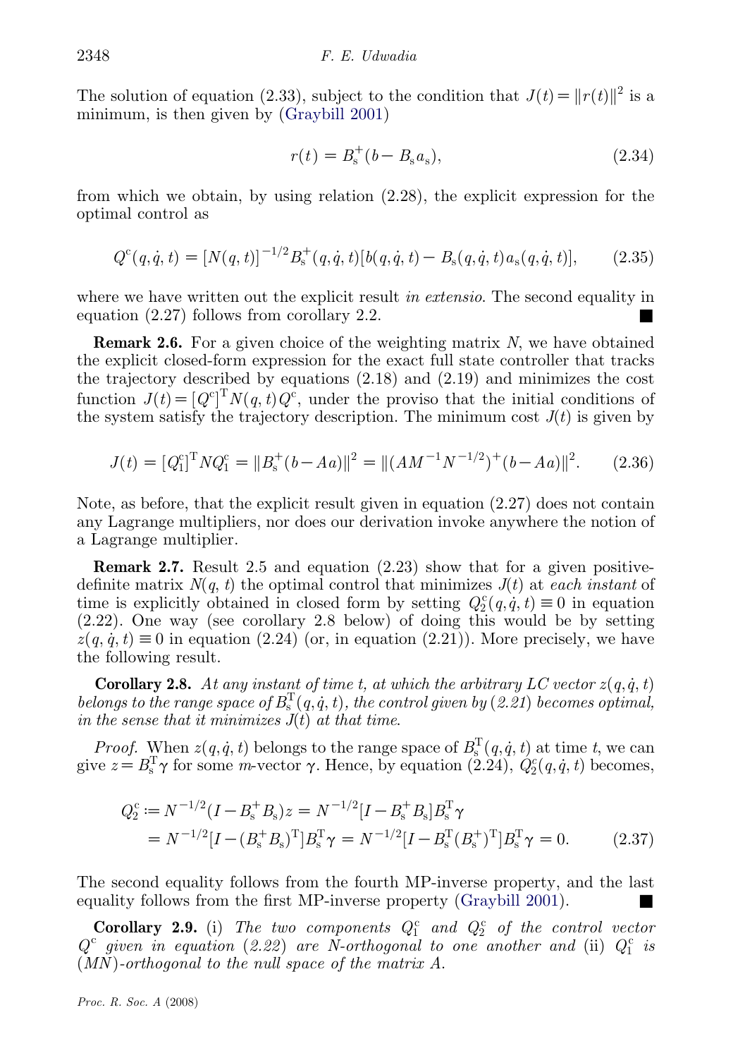The solution of equation (2.33), subject to the condition that $J(t) = \|r(t)\|^2$ is a minimum, is then given by (Graybill 2001)

$$r(t) = B_s^+(b - B_s a_s), \tag{2.34}$$

from which we obtain, by using relation (2.28), the explicit expression for the optimal control as

$$Q^c(q, \dot{q}, t) = [N(q, t)]^{-1/2} B_s^+(q, \dot{q}, t)[b(q, \dot{q}, t) - B_s(q, \dot{q}, t) a_s(q, \dot{q}, t)], \tag{2.35}$$

where we have written out the explicit result *in extensio*. The second equality in equation (2.27) follows from corollary 2.2. ■

**Remark 2.6.** For a given choice of the weighting matrix $N$, we have obtained the explicit closed-form expression for the exact full state controller that tracks the trajectory described by equations (2.18) and (2.19) and minimizes the cost function $J(t) = [Q^c]^T N(q, t) Q^c$, under the proviso that the initial conditions of the system satisfy the trajectory description. The minimum cost $J(t)$ is given by

$$J(t) = [Q_1^c]^T N Q_1^c = \|B_s^+(b - Aa)\|^2 = \|(AM^{-1}N^{-1/2})^+(b - Aa)\|^2. \tag{2.36}$$

Note, as before, that the explicit result given in equation (2.27) does not contain any Lagrange multipliers, nor does our derivation invoke anywhere the notion of a Lagrange multiplier.

**Remark 2.7.** Result 2.5 and equation (2.23) show that for a given positive-definite matrix $N(q, t)$ the optimal control that minimizes $J(t)$ at *each instant* of time is explicitly obtained in closed form by setting $Q_2^c(q, \dot{q}, t) \equiv 0$ in equation (2.22). One way (see corollary 2.8 below) of doing this would be by setting $z(q, \dot{q}, t) \equiv 0$ in equation (2.24) (or, in equation (2.21)). More precisely, we have the following result.

**Corollary 2.8.** *At any instant of time t, at which the arbitrary LC vector $z(q, \dot{q}, t)$ belongs to the range space of $B_s^T(q, \dot{q}, t)$, the control given by (2.21) becomes optimal, in the sense that it minimizes $J(t)$ at that time.*

*Proof.* When $z(q, \dot{q}, t)$ belongs to the range space of $B_s^T(q, \dot{q}, t)$ at time $t$, we can give $z = B_s^T \gamma$ for some $m$-vector $\gamma$. Hence, by equation (2.24), $Q_2^c(q, \dot{q}, t)$ becomes,

$$\begin{aligned} Q_2^c &:= N^{-1/2}(I - B_s^+ B_s) z = N^{-1/2}[I - B_s^+ B_s] B_s^T \gamma \\ &= N^{-1/2}[I - (B_s^+ B_s)^T] B_s^T \gamma = N^{-1/2}[I - B_s^T (B_s^+)^T] B_s^T \gamma = 0. \end{aligned} \tag{2.37}$$

The second equality follows from the fourth MP-inverse property, and the last equality follows from the first MP-inverse property (Graybill 2001). ■

**Corollary 2.9.** (i) *The two components $Q_1^c$ and $Q_2^c$ of the control vector $Q^c$ given in equation (2.22) are N-orthogonal to one another and* (ii) *$Q_1^c$ is $(MN)$-orthogonal to the null space of the matrix A.*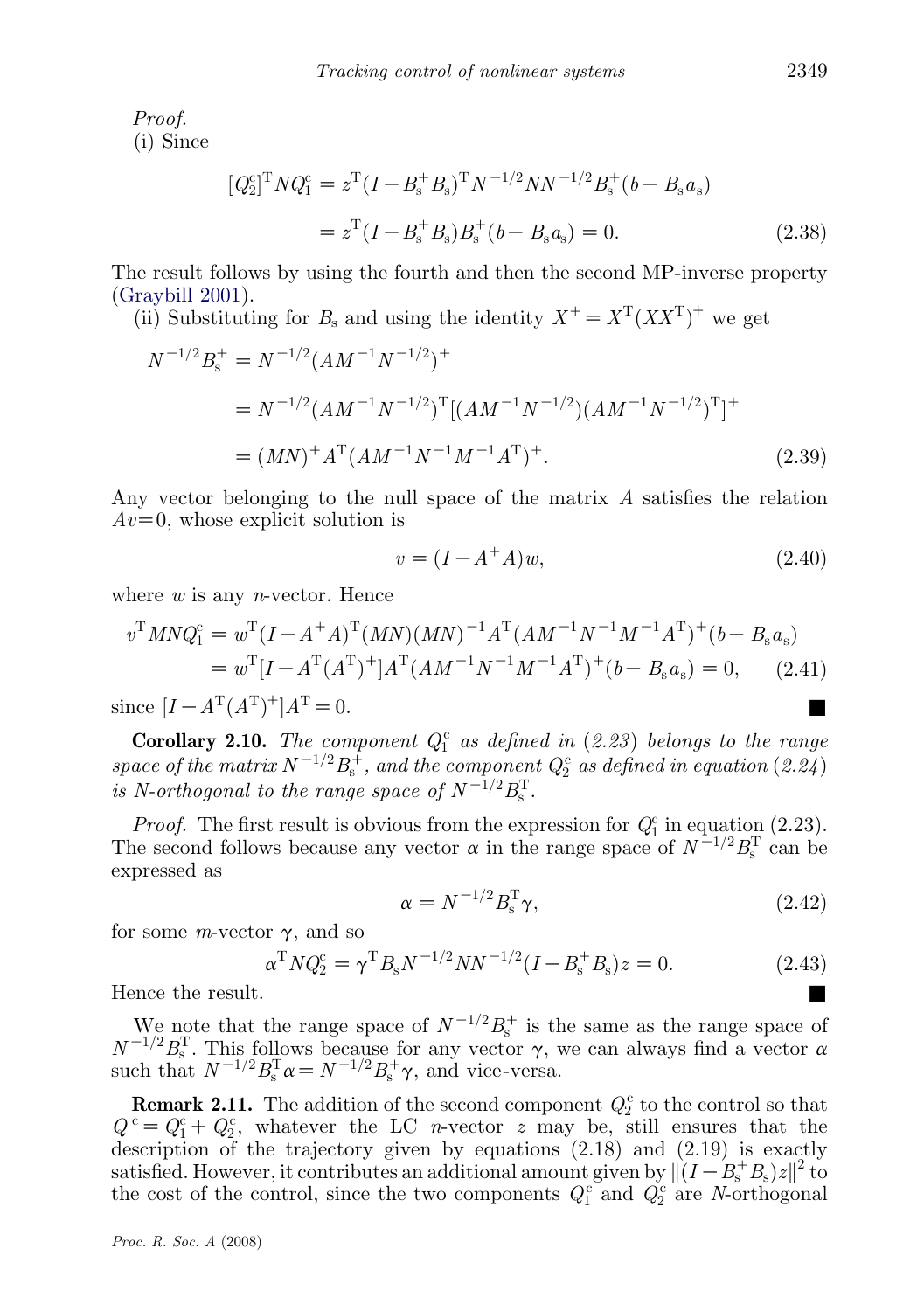*Proof.*

(i) Since

$$[Q_2^{\mathrm{c}}]^{\mathrm{T}} N Q_1^{\mathrm{c}} = z^{\mathrm{T}}(I - B_{\mathrm{s}}^{+} B_{\mathrm{s}})^{\mathrm{T}} N^{-1/2} N N^{-1/2} B_{\mathrm{s}}^{+}(b - B_{\mathrm{s}} a_{\mathrm{s}})$$

$$= z^{\mathrm{T}}(I - B_{\mathrm{s}}^{+} B_{\mathrm{s}}) B_{\mathrm{s}}^{+}(b - B_{\mathrm{s}} a_{\mathrm{s}}) = 0. \qquad (2.38)$$

The result follows by using the fourth and then the second MP-inverse property (Graybill 2001).

(ii) Substituting for $B_{\mathrm{s}}$ and using the identity $X^{+} = X^{\mathrm{T}}(XX^{\mathrm{T}})^{+}$ we get

$$N^{-1/2} B_{\mathrm{s}}^{+} = N^{-1/2}(AM^{-1}N^{-1/2})^{+}$$

$$= N^{-1/2}(AM^{-1}N^{-1/2})^{\mathrm{T}}[(AM^{-1}N^{-1/2})(AM^{-1}N^{-1/2})^{\mathrm{T}}]^{+}$$

$$= (MN)^{+} A^{\mathrm{T}}(AM^{-1}N^{-1}M^{-1}A^{\mathrm{T}})^{+}. \qquad (2.39)$$

Any vector belonging to the null space of the matrix $A$ satisfies the relation $Av=0$, whose explicit solution is

$$v = (I - A^{+}A)w, \qquad (2.40)$$

where $w$ is any $n$-vector. Hence

$$v^{\mathrm{T}} MN Q_1^{\mathrm{c}} = w^{\mathrm{T}}(I - A^{+}A)^{\mathrm{T}}(MN)(MN)^{-1} A^{\mathrm{T}}(AM^{-1}N^{-1}M^{-1}A^{\mathrm{T}})^{+}(b - B_{\mathrm{s}} a_{\mathrm{s}})$$

$$= w^{\mathrm{T}}[I - A^{\mathrm{T}}(A^{\mathrm{T}})^{+}] A^{\mathrm{T}}(AM^{-1}N^{-1}M^{-1}A^{\mathrm{T}})^{+}(b - B_{\mathrm{s}} a_{\mathrm{s}}) = 0, \qquad (2.41)$$

since $[I - A^{\mathrm{T}}(A^{\mathrm{T}})^{+}]A^{\mathrm{T}} = 0$. ■

**Corollary 2.10.** *The component $Q_1^{\mathrm{c}}$ as defined in (2.23) belongs to the range space of the matrix $N^{-1/2}B_{\mathrm{s}}^{+}$, and the component $Q_2^{\mathrm{c}}$ as defined in equation (2.24) is N-orthogonal to the range space of $N^{-1/2}B_{\mathrm{s}}^{\mathrm{T}}$.*

*Proof.* The first result is obvious from the expression for $Q_1^{\mathrm{c}}$ in equation (2.23). The second follows because any vector $\alpha$ in the range space of $N^{-1/2}B_{\mathrm{s}}^{\mathrm{T}}$ can be expressed as

$$\alpha = N^{-1/2} B_{\mathrm{s}}^{\mathrm{T}} \gamma, \qquad (2.42)$$

for some $m$-vector $\gamma$, and so

$$\alpha^{\mathrm{T}} N Q_2^{\mathrm{c}} = \gamma^{\mathrm{T}} B_{\mathrm{s}} N^{-1/2} N N^{-1/2}(I - B_{\mathrm{s}}^{+} B_{\mathrm{s}}) z = 0. \qquad (2.43)$$

Hence the result. ■

We note that the range space of $N^{-1/2}B_{\mathrm{s}}^{+}$ is the same as the range space of $N^{-1/2}B_{\mathrm{s}}^{\mathrm{T}}$. This follows because for any vector $\gamma$, we can always find a vector $\alpha$ such that $N^{-1/2}B_{\mathrm{s}}^{\mathrm{T}}\alpha = N^{-1/2}B_{\mathrm{s}}^{+}\gamma$, and vice-versa.

**Remark 2.11.** The addition of the second component $Q_2^{\mathrm{c}}$ to the control so that $Q^{\mathrm{c}} = Q_1^{\mathrm{c}} + Q_2^{\mathrm{c}}$, whatever the LC $n$-vector $z$ may be, still ensures that the description of the trajectory given by equations (2.18) and (2.19) is exactly satisfied. However, it contributes an additional amount given by $\|(I - B_{\mathrm{s}}^{+} B_{\mathrm{s}})z\|^2$ to the cost of the control, since the two components $Q_1^{\mathrm{c}}$ and $Q_2^{\mathrm{c}}$ are $N$-orthogonal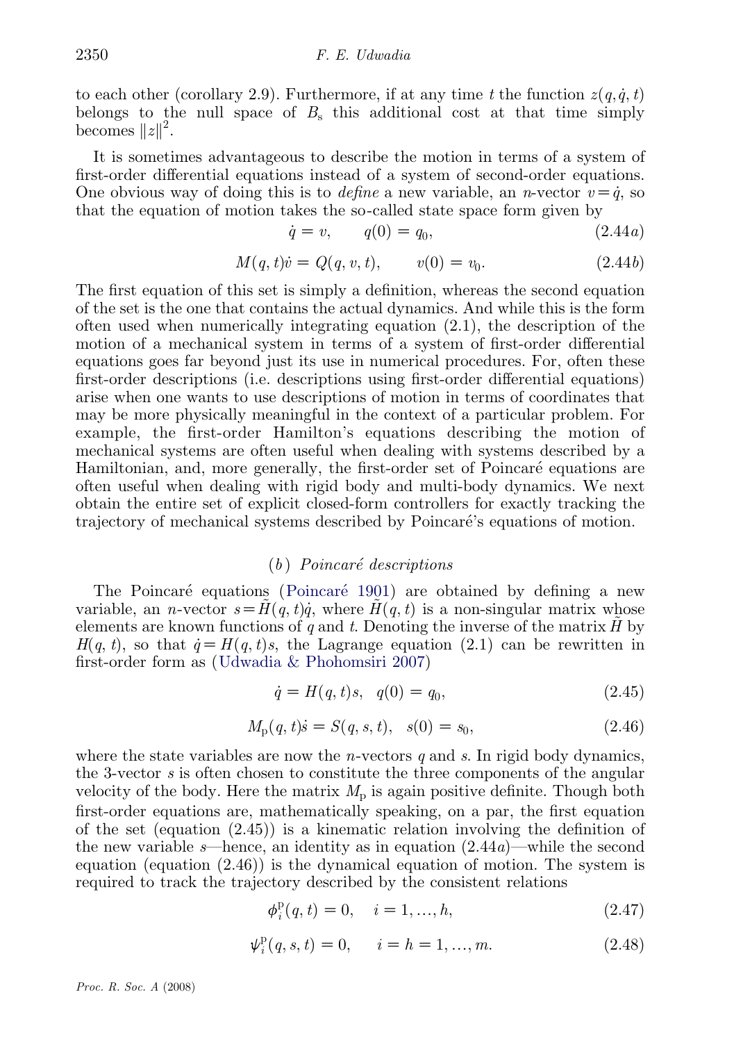to each other (corollary 2.9). Furthermore, if at any time $t$ the function $z(q, \dot{q}, t)$ belongs to the null space of $B_s$ this additional cost at that time simply becomes $\|z\|^2$.

It is sometimes advantageous to describe the motion in terms of a system of first-order differential equations instead of a system of second-order equations. One obvious way of doing this is to *define* a new variable, an $n$-vector $v = \dot{q}$, so that the equation of motion takes the so-called state space form given by

$$\dot{q} = v, \qquad q(0) = q_0, \tag{2.44a}$$

$$M(q,t)\dot{v} = Q(q,v,t), \qquad v(0) = v_0. \tag{2.44b}$$

The first equation of this set is simply a definition, whereas the second equation of the set is the one that contains the actual dynamics. And while this is the form often used when numerically integrating equation (2.1), the description of the motion of a mechanical system in terms of a system of first-order differential equations goes far beyond just its use in numerical procedures. For, often these first-order descriptions (i.e. descriptions using first-order differential equations) arise when one wants to use descriptions of motion in terms of coordinates that may be more physically meaningful in the context of a particular problem. For example, the first-order Hamilton's equations describing the motion of mechanical systems are often useful when dealing with systems described by a Hamiltonian, and, more generally, the first-order set of Poincaré equations are often useful when dealing with rigid body and multi-body dynamics. We next obtain the entire set of explicit closed-form controllers for exactly tracking the trajectory of mechanical systems described by Poincaré's equations of motion.

### (*b*) *Poincaré descriptions*

The Poincaré equations (Poincaré 1901) are obtained by defining a new variable, an $n$-vector $s = \tilde{H}(q,t)\dot{q}$, where $\tilde{H}(q,t)$ is a non-singular matrix whose elements are known functions of $q$ and $t$. Denoting the inverse of the matrix $\tilde{H}$ by $H(q,t)$, so that $\dot{q} = H(q,t)s$, the Lagrange equation (2.1) can be rewritten in first-order form as (Udwadia & Phohomsiri 2007)

$$\dot{q} = H(q,t)s, \quad q(0) = q_0, \tag{2.45}$$

$$M_{\rm p}(q,t)\dot{s} = S(q,s,t), \quad s(0) = s_0, \tag{2.46}$$

where the state variables are now the $n$-vectors $q$ and $s$. In rigid body dynamics, the 3-vector $s$ is often chosen to constitute the three components of the angular velocity of the body. Here the matrix $M_{\rm p}$ is again positive definite. Though both first-order equations are, mathematically speaking, on a par, the first equation of the set (equation (2.45)) is a kinematic relation involving the definition of the new variable $s$—hence, an identity as in equation (2.44*a*)—while the second equation (equation (2.46)) is the dynamical equation of motion. The system is required to track the trajectory described by the consistent relations

$$\phi_i^{\rm p}(q,t) = 0, \quad i = 1, \ldots, h, \tag{2.47}$$

$$\psi_i^{\rm p}(q,s,t) = 0, \quad i = h = 1, \ldots, m. \tag{2.48}$$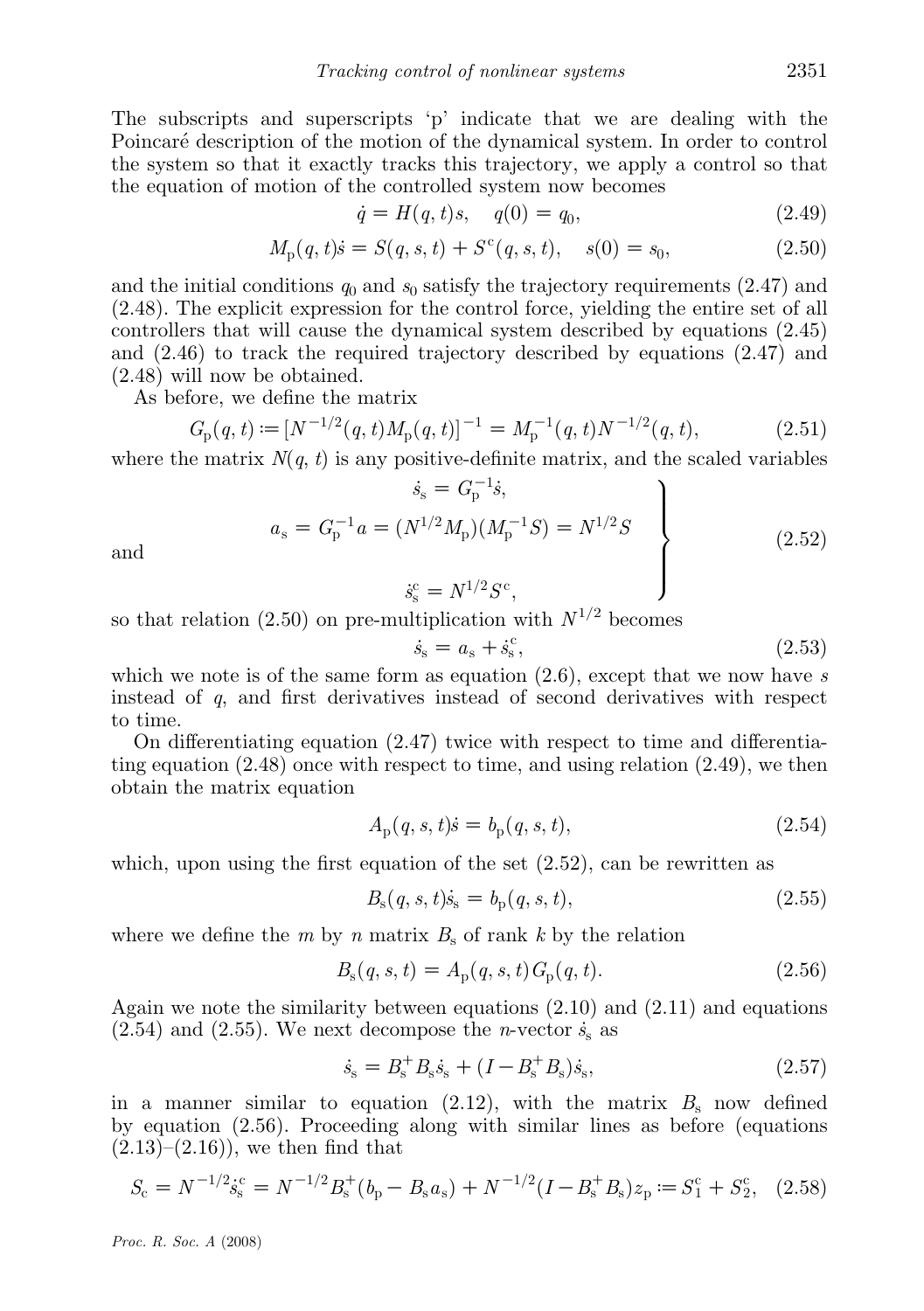The subscripts and superscripts 'p' indicate that we are dealing with the Poincaré description of the motion of the dynamical system. In order to control the system so that it exactly tracks this trajectory, we apply a control so that the equation of motion of the controlled system now becomes

$$\dot{q} = H(q,t)s, \quad q(0) = q_0, \tag{2.49}$$

$$M_{\mathrm{p}}(q,t)\dot{s} = S(q,s,t) + S^{\mathrm{c}}(q,s,t), \quad s(0) = s_0, \tag{2.50}$$

and the initial conditions $q_0$ and $s_0$ satisfy the trajectory requirements (2.47) and (2.48). The explicit expression for the control force, yielding the entire set of all controllers that will cause the dynamical system described by equations (2.45) and (2.46) to track the required trajectory described by equations (2.47) and (2.48) will now be obtained.

As before, we define the matrix

$$G_{\mathrm{p}}(q,t) := [N^{-1/2}(q,t)M_{\mathrm{p}}(q,t)]^{-1} = M_{\mathrm{p}}^{-1}(q,t)N^{-1/2}(q,t), \tag{2.51}$$

where the matrix $N(q,t)$ is any positive-definite matrix, and the scaled variables

$$\left.\begin{aligned} \dot{s}_{\mathrm{s}} &= G_{\mathrm{p}}^{-1}\dot{s}, \\ a_{\mathrm{s}} &= G_{\mathrm{p}}^{-1}a = (N^{1/2}M_{\mathrm{p}})(M_{\mathrm{p}}^{-1}S) = N^{1/2}S \\ \text{and} \quad \dot{s}_{\mathrm{s}}^{\mathrm{c}} &= N^{1/2}S^{\mathrm{c}}, \end{aligned}\right\} \tag{2.52}$$

so that relation (2.50) on pre-multiplication with $N^{1/2}$ becomes

$$\dot{s}_{\mathrm{s}} = a_{\mathrm{s}} + \dot{s}_{\mathrm{s}}^{\mathrm{c}}, \tag{2.53}$$

which we note is of the same form as equation (2.6), except that we now have $s$ instead of $q$, and first derivatives instead of second derivatives with respect to time.

On differentiating equation (2.47) twice with respect to time and differentiating equation (2.48) once with respect to time, and using relation (2.49), we then obtain the matrix equation

$$A_{\mathrm{p}}(q,s,t)\dot{s} = b_{\mathrm{p}}(q,s,t), \tag{2.54}$$

which, upon using the first equation of the set (2.52), can be rewritten as

$$B_{\mathrm{s}}(q,s,t)\dot{s}_{\mathrm{s}} = b_{\mathrm{p}}(q,s,t), \tag{2.55}$$

where we define the $m$ by $n$ matrix $B_{\mathrm{s}}$ of rank $k$ by the relation

$$B_{\mathrm{s}}(q,s,t) = A_{\mathrm{p}}(q,s,t)G_{\mathrm{p}}(q,t). \tag{2.56}$$

Again we note the similarity between equations (2.10) and (2.11) and equations (2.54) and (2.55). We next decompose the $n$-vector $\dot{s}_{\mathrm{s}}$ as

$$\dot{s}_{\mathrm{s}} = B_{\mathrm{s}}^{+}B_{\mathrm{s}}\dot{s}_{\mathrm{s}} + (I - B_{\mathrm{s}}^{+}B_{\mathrm{s}})\dot{s}_{\mathrm{s}}, \tag{2.57}$$

in a manner similar to equation (2.12), with the matrix $B_{\mathrm{s}}$ now defined by equation (2.56). Proceeding along with similar lines as before (equations (2.13)–(2.16)), we then find that

$$S_{\mathrm{c}} = N^{-1/2}\dot{s}_{\mathrm{s}}^{\mathrm{c}} = N^{-1/2}B_{\mathrm{s}}^{+}(b_{\mathrm{p}} - B_{\mathrm{s}}a_{\mathrm{s}}) + N^{-1/2}(I - B_{\mathrm{s}}^{+}B_{\mathrm{s}})z_{\mathrm{p}} := S_1^{\mathrm{c}} + S_2^{\mathrm{c}}, \tag{2.58}$$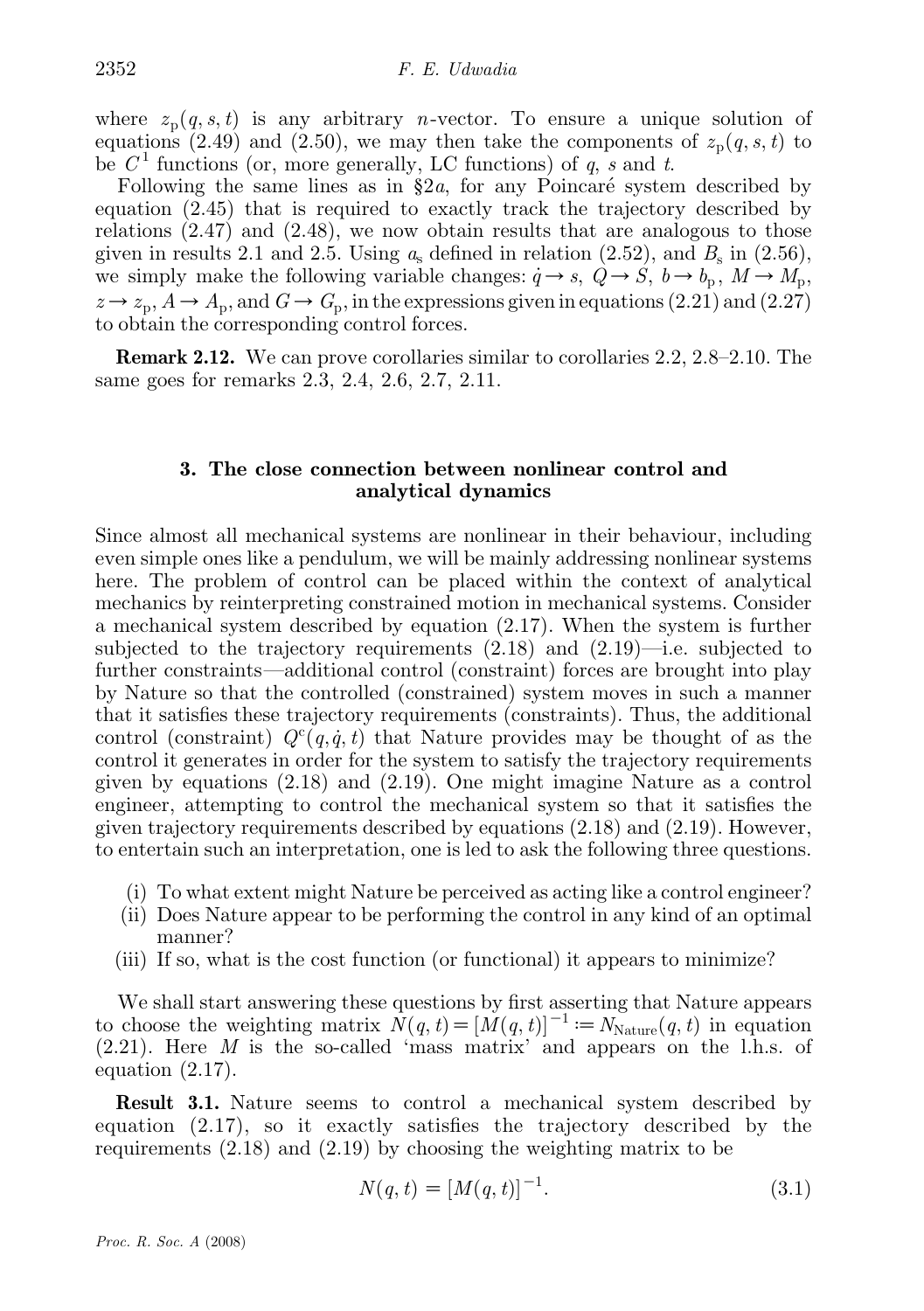where $z_p(q, s, t)$ is any arbitrary $n$-vector. To ensure a unique solution of equations (2.49) and (2.50), we may then take the components of $z_p(q, s, t)$ to be $C^1$ functions (or, more generally, LC functions) of $q$, $s$ and $t$.

Following the same lines as in §2*a*, for any Poincaré system described by equation (2.45) that is required to exactly track the trajectory described by relations (2.47) and (2.48), we now obtain results that are analogous to those given in results 2.1 and 2.5. Using $a_s$ defined in relation (2.52), and $B_s$ in (2.56), we simply make the following variable changes: $\dot{q} \to s$, $Q \to S$, $b \to b_p$, $M \to M_p$, $z \to z_p$, $A \to A_p$, and $G \to G_p$, in the expressions given in equations (2.21) and (2.27) to obtain the corresponding control forces.

**Remark 2.12.** We can prove corollaries similar to corollaries 2.2, 2.8–2.10. The same goes for remarks 2.3, 2.4, 2.6, 2.7, 2.11.

## 3. The close connection between nonlinear control and analytical dynamics

Since almost all mechanical systems are nonlinear in their behaviour, including even simple ones like a pendulum, we will be mainly addressing nonlinear systems here. The problem of control can be placed within the context of analytical mechanics by reinterpreting constrained motion in mechanical systems. Consider a mechanical system described by equation (2.17). When the system is further subjected to the trajectory requirements (2.18) and (2.19)—i.e. subjected to further constraints—additional control (constraint) forces are brought into play by Nature so that the controlled (constrained) system moves in such a manner that it satisfies these trajectory requirements (constraints). Thus, the additional control (constraint) $Q^c(q, \dot{q}, t)$ that Nature provides may be thought of as the control it generates in order for the system to satisfy the trajectory requirements given by equations (2.18) and (2.19). One might imagine Nature as a control engineer, attempting to control the mechanical system so that it satisfies the given trajectory requirements described by equations (2.18) and (2.19). However, to entertain such an interpretation, one is led to ask the following three questions.

- (i) To what extent might Nature be perceived as acting like a control engineer?
- (ii) Does Nature appear to be performing the control in any kind of an optimal manner?
- (iii) If so, what is the cost function (or functional) it appears to minimize?

We shall start answering these questions by first asserting that Nature appears to choose the weighting matrix $N(q, t) = [M(q, t)]^{-1} := N_{\text{Nature}}(q, t)$ in equation (2.21). Here $M$ is the so-called 'mass matrix' and appears on the l.h.s. of equation (2.17).

**Result 3.1.** Nature seems to control a mechanical system described by equation (2.17), so it exactly satisfies the trajectory described by the requirements (2.18) and (2.19) by choosing the weighting matrix to be

$$N(q, t) = [M(q, t)]^{-1}. \tag{3.1}$$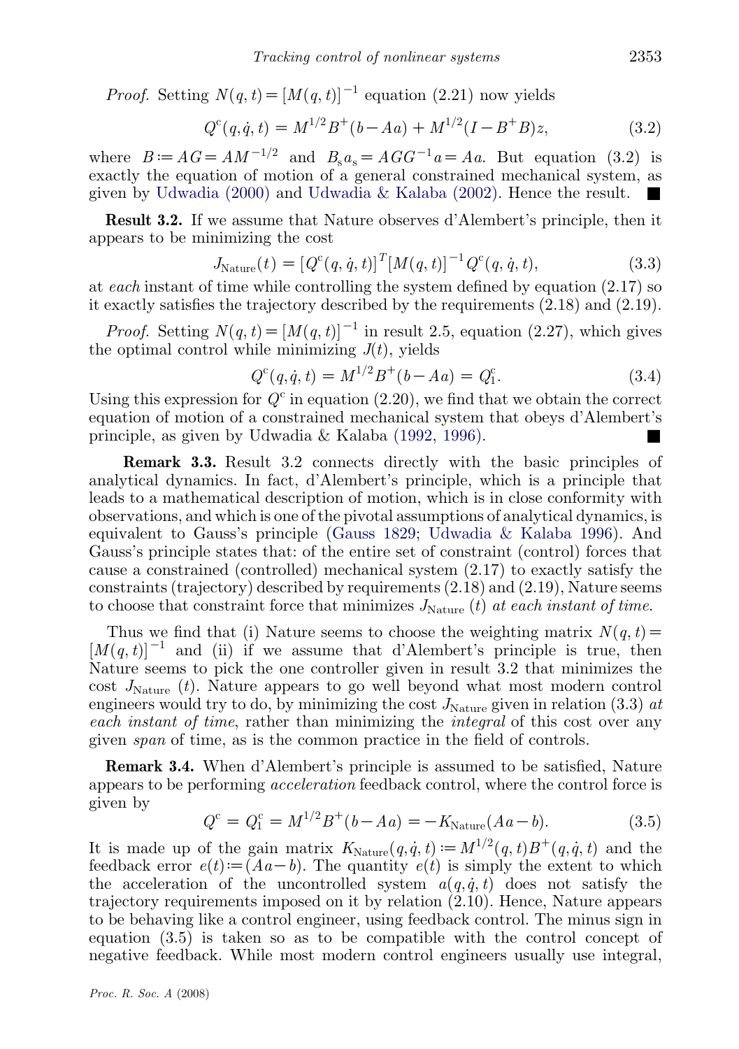*Proof.* Setting $N(q, t) = [M(q, t)]^{-1}$ equation (2.21) now yields

$$Q^c(q, \dot{q}, t) = M^{1/2}B^+(b - Aa) + M^{1/2}(I - B^+B)z, \tag{3.2}$$

where $B := AG = AM^{-1/2}$ and $B_s a_s = AGG^{-1}a = Aa$. But equation (3.2) is exactly the equation of motion of a general constrained mechanical system, as given by Udwadia (2000) and Udwadia & Kalaba (2002). Hence the result. ■

**Result 3.2.** If we assume that Nature observes d'Alembert's principle, then it appears to be minimizing the cost

$$J_{\text{Nature}}(t) = [Q^c(q, \dot{q}, t)]^T[M(q, t)]^{-1}Q^c(q, \dot{q}, t), \tag{3.3}$$

at *each* instant of time while controlling the system defined by equation (2.17) so it exactly satisfies the trajectory described by the requirements (2.18) and (2.19).

*Proof.* Setting $N(q, t) = [M(q, t)]^{-1}$ in result 2.5, equation (2.27), which gives the optimal control while minimizing $J(t)$, yields

$$Q^c(q, \dot{q}, t) = M^{1/2}B^+(b - Aa) = Q_1^c. \tag{3.4}$$

Using this expression for $Q^c$ in equation (2.20), we find that we obtain the correct equation of motion of a constrained mechanical system that obeys d'Alembert's principle, as given by Udwadia & Kalaba (1992, 1996). ■

**Remark 3.3.** Result 3.2 connects directly with the basic principles of analytical dynamics. In fact, d'Alembert's principle, which is a principle that leads to a mathematical description of motion, which is in close conformity with observations, and which is one of the pivotal assumptions of analytical dynamics, is equivalent to Gauss's principle (Gauss 1829; Udwadia & Kalaba 1996). And Gauss's principle states that: of the entire set of constraint (control) forces that cause a constrained (controlled) mechanical system (2.17) to exactly satisfy the constraints (trajectory) described by requirements (2.18) and (2.19), Nature seems to choose that constraint force that minimizes $J_{\text{Nature}}(t)$ *at each instant of time*.

Thus we find that (i) Nature seems to choose the weighting matrix $N(q, t) = [M(q, t)]^{-1}$ and (ii) if we assume that d'Alembert's principle is true, then Nature seems to pick the one controller given in result 3.2 that minimizes the cost $J_{\text{Nature}}(t)$. Nature appears to go well beyond what most modern control engineers would try to do, by minimizing the cost $J_{\text{Nature}}$ given in relation (3.3) *at each instant of time*, rather than minimizing the *integral* of this cost over any given *span* of time, as is the common practice in the field of controls.

**Remark 3.4.** When d'Alembert's principle is assumed to be satisfied, Nature appears to be performing *acceleration* feedback control, where the control force is given by

$$Q^c = Q_1^c = M^{1/2}B^+(b - Aa) = -K_{\text{Nature}}(Aa - b). \tag{3.5}$$

It is made up of the gain matrix $K_{\text{Nature}}(q, \dot{q}, t) := M^{1/2}(q, t)B^+(q, \dot{q}, t)$ and the feedback error $e(t) := (Aa - b)$. The quantity $e(t)$ is simply the extent to which the acceleration of the uncontrolled system $a(q, \dot{q}, t)$ does not satisfy the trajectory requirements imposed on it by relation (2.10). Hence, Nature appears to be behaving like a control engineer, using feedback control. The minus sign in equation (3.5) is taken so as to be compatible with the control concept of negative feedback. While most modern control engineers usually use integral,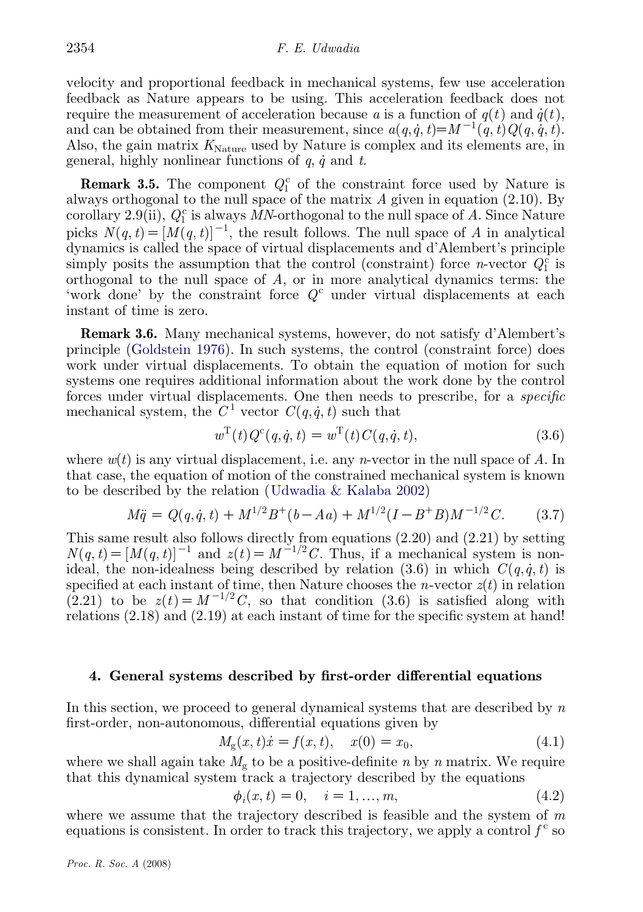velocity and proportional feedback in mechanical systems, few use acceleration feedback as Nature appears to be using. This acceleration feedback does not require the measurement of acceleration because $a$ is a function of $q(t)$ and $\dot{q}(t)$, and can be obtained from their measurement, since $a(q,\dot{q},t)=M^{-1}(q,t)Q(q,\dot{q},t)$. Also, the gain matrix $K_{\text{Nature}}$ used by Nature is complex and its elements are, in general, highly nonlinear functions of $q$, $\dot{q}$ and $t$.

**Remark 3.5.** The component $Q_1^{\text{c}}$ of the constraint force used by Nature is always orthogonal to the null space of the matrix $A$ given in equation (2.10). By corollary 2.9(ii), $Q_1^{\text{c}}$ is always $MN$-orthogonal to the null space of $A$. Since Nature picks $N(q,t)=[M(q,t)]^{-1}$, the result follows. The null space of $A$ in analytical dynamics is called the space of virtual displacements and d'Alembert's principle simply posits the assumption that the control (constraint) force $n$-vector $Q_1^{\text{c}}$ is orthogonal to the null space of $A$, or in more analytical dynamics terms: the 'work done' by the constraint force $Q^{\text{c}}$ under virtual displacements at each instant of time is zero.

**Remark 3.6.** Many mechanical systems, however, do not satisfy d'Alembert's principle (Goldstein 1976). In such systems, the control (constraint force) does work under virtual displacements. To obtain the equation of motion for such systems one requires additional information about the work done by the control forces under virtual displacements. One then needs to prescribe, for a *specific* mechanical system, the $C^1$ vector $C(q,\dot{q},t)$ such that

$$w^{\text{T}}(t)Q^{\text{c}}(q,\dot{q},t) = w^{\text{T}}(t)C(q,\dot{q},t), \tag{3.6}$$

where $w(t)$ is any virtual displacement, i.e. any $n$-vector in the null space of $A$. In that case, the equation of motion of the constrained mechanical system is known to be described by the relation (Udwadia & Kalaba 2002)

$$M\ddot{q} = Q(q,\dot{q},t) + M^{1/2}B^{+}(b-Aa) + M^{1/2}(I-B^{+}B)M^{-1/2}C. \tag{3.7}$$

This same result also follows directly from equations (2.20) and (2.21) by setting $N(q,t)=[M(q,t)]^{-1}$ and $z(t)=M^{-1/2}C$. Thus, if a mechanical system is non-ideal, the non-idealness being described by relation (3.6) in which $C(q,\dot{q},t)$ is specified at each instant of time, then Nature chooses the $n$-vector $z(t)$ in relation (2.21) to be $z(t)=M^{-1/2}C$, so that condition (3.6) is satisfied along with relations (2.18) and (2.19) at each instant of time for the specific system at hand!

## 4. General systems described by first-order differential equations

In this section, we proceed to general dynamical systems that are described by $n$ first-order, non-autonomous, differential equations given by

$$M_{\text{g}}(x,t)\dot{x} = f(x,t), \quad x(0) = x_0, \tag{4.1}$$

where we shall again take $M_{\text{g}}$ to be a positive-definite $n$ by $n$ matrix. We require that this dynamical system track a trajectory described by the equations

$$\phi_i(x,t) = 0, \quad i = 1, \ldots, m, \tag{4.2}$$

where we assume that the trajectory described is feasible and the system of $m$ equations is consistent. In order to track this trajectory, we apply a control $f^{\text{c}}$ so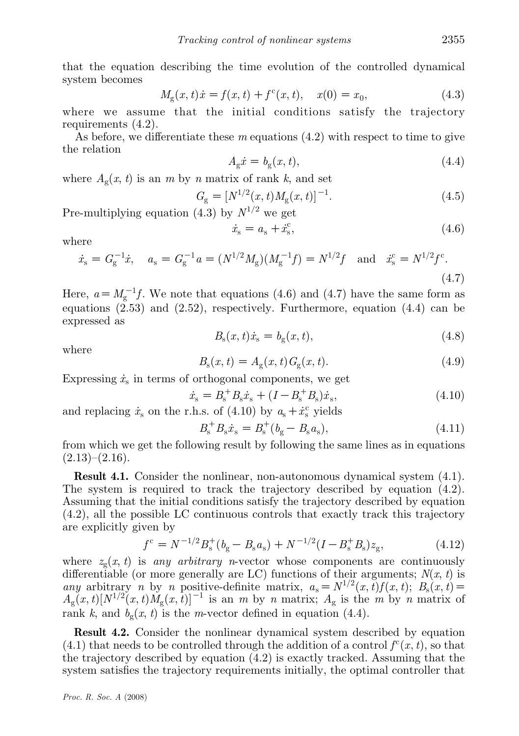that the equation describing the time evolution of the controlled dynamical system becomes

$$M_{\rm g}(x,t)\dot{x} = f(x,t) + f^{\rm c}(x,t), \quad x(0) = x_0, \tag{4.3}$$

where we assume that the initial conditions satisfy the trajectory requirements (4.2).

As before, we differentiate these $m$ equations (4.2) with respect to time to give the relation

$$A_{\rm g}\dot{x} = b_{\rm g}(x,t), \tag{4.4}$$

where $A_{\rm g}(x, t)$ is an $m$ by $n$ matrix of rank $k$, and set

$$G_{\rm g} = [N^{1/2}(x,t)M_{\rm g}(x,t)]^{-1}. \tag{4.5}$$

Pre-multiplying equation (4.3) by $N^{1/2}$ we get

$$\dot{x}_{\rm s} = a_{\rm s} + \dot{x}_{\rm s}^{\rm c}, \tag{4.6}$$

where

$$\dot{x}_{\rm s} = G_{\rm g}^{-1}\dot{x}, \quad a_{\rm s} = G_{\rm g}^{-1}a = (N^{1/2}M_{\rm g})(M_{\rm g}^{-1}f) = N^{1/2}f \quad \text{and} \quad \dot{x}_{\rm s}^{\rm c} = N^{1/2}f^{\rm c}. \tag{4.7}$$

Here, $a = M_{\rm g}^{-1}f$. We note that equations (4.6) and (4.7) have the same form as equations (2.53) and (2.52), respectively. Furthermore, equation (4.4) can be expressed as

$$B_{\rm s}(x,t)\dot{x}_{\rm s} = b_{\rm g}(x,t), \tag{4.8}$$

where

$$B_{\rm s}(x,t) = A_{\rm g}(x,t)G_{\rm g}(x,t). \tag{4.9}$$

Expressing $\dot{x}_{\rm s}$ in terms of orthogonal components, we get

$$\dot{x}_{\rm s} = B_{\rm s}^{+}B_{\rm s}\dot{x}_{\rm s} + (I - B_{\rm s}^{+}B_{\rm s})\dot{x}_{\rm s}, \tag{4.10}$$

and replacing $\dot{x}_{\rm s}$ on the r.h.s. of (4.10) by $a_{\rm s} + \dot{x}_{\rm s}^{\rm c}$ yields

$$B_{\rm s}^{+}B_{\rm s}\dot{x}_{\rm s} = B_{\rm s}^{+}(b_{\rm g} - B_{\rm s}a_{\rm s}), \tag{4.11}$$

from which we get the following result by following the same lines as in equations (2.13)–(2.16).

**Result 4.1.** Consider the nonlinear, non-autonomous dynamical system (4.1). The system is required to track the trajectory described by equation (4.2). Assuming that the initial conditions satisfy the trajectory described by equation (4.2), all the possible LC continuous controls that exactly track this trajectory are explicitly given by

$$f^{\rm c} = N^{-1/2}B_{\rm s}^{+}(b_{\rm g} - B_{\rm s}a_{\rm s}) + N^{-1/2}(I - B_{\rm s}^{+}B_{\rm s})z_{\rm g}, \tag{4.12}$$

where $z_{\rm g}(x, t)$ is *any arbitrary n*-vector whose components are continuously differentiable (or more generally are LC) functions of their arguments; $N(x, t)$ is *any* arbitrary $n$ by $n$ positive-definite matrix, $a_{\rm s} = N^{1/2}(x,t)f(x,t)$; $B_{\rm s}(x,t) = A_{\rm g}(x,t)[N^{1/2}(x,t)M_{\rm g}(x,t)]^{-1}$ is an $m$ by $n$ matrix; $A_{\rm g}$ is the $m$ by $n$ matrix of rank $k$, and $b_{\rm g}(x, t)$ is the $m$-vector defined in equation (4.4).

**Result 4.2.** Consider the nonlinear dynamical system described by equation (4.1) that needs to be controlled through the addition of a control $f^{\rm c}(x, t)$, so that the trajectory described by equation (4.2) is exactly tracked. Assuming that the system satisfies the trajectory requirements initially, the optimal controller that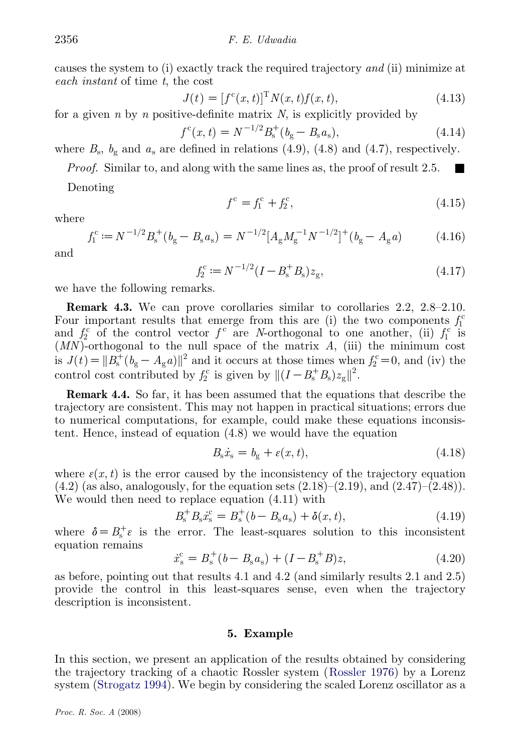causes the system to (i) exactly track the required trajectory *and* (ii) minimize at *each instant* of time $t$, the cost

$$J(t) = [f^{\mathrm{c}}(x,t)]^{\mathrm{T}} N(x,t) f(x,t), \tag{4.13}$$

for a given $n$ by $n$ positive-definite matrix $N$, is explicitly provided by

$$f^{\mathrm{c}}(x,t) = N^{-1/2} B_{\mathrm{s}}^{+}(b_{\mathrm{g}} - B_{\mathrm{s}} a_{\mathrm{s}}), \tag{4.14}$$

where $B_{\mathrm{s}}$, $b_{\mathrm{g}}$ and $a_{\mathrm{s}}$ are defined in relations (4.9), (4.8) and (4.7), respectively.

*Proof.* Similar to, and along with the same lines as, the proof of result 2.5. ■

Denoting

$$f^{\mathrm{c}} = f_1^{\mathrm{c}} + f_2^{\mathrm{c}}, \tag{4.15}$$

where

$$f_1^{\mathrm{c}} := N^{-1/2} B_{\mathrm{s}}^{+}(b_{\mathrm{g}} - B_{\mathrm{s}} a_{\mathrm{s}}) = N^{-1/2}[A_{\mathrm{g}} M_{\mathrm{g}}^{-1} N^{-1/2}]^{+}(b_{\mathrm{g}} - A_{\mathrm{g}} a) \tag{4.16}$$

and

$$f_2^{\mathrm{c}} := N^{-1/2}(I - B_{\mathrm{s}}^{+} B_{\mathrm{s}}) z_{\mathrm{g}}, \tag{4.17}$$

we have the following remarks.

**Remark 4.3.** We can prove corollaries similar to corollaries 2.2, 2.8–2.10. Four important results that emerge from this are (i) the two components $f_1^{\mathrm{c}}$ and $f_2^{\mathrm{c}}$ of the control vector $f^{\mathrm{c}}$ are $N$-orthogonal to one another, (ii) $f_1^{\mathrm{c}}$ is $(MN)$-orthogonal to the null space of the matrix $A$, (iii) the minimum cost is $J(t) = \|B_{\mathrm{s}}^{+}(b_{\mathrm{g}} - A_{\mathrm{g}} a)\|^2$ and it occurs at those times when $f_2^{\mathrm{c}} = 0$, and (iv) the control cost contributed by $f_2^{\mathrm{c}}$ is given by $\|(I - B_{\mathrm{s}}^{+} B_{\mathrm{s}}) z_{\mathrm{g}}\|^2$.

**Remark 4.4.** So far, it has been assumed that the equations that describe the trajectory are consistent. This may not happen in practical situations; errors due to numerical computations, for example, could make these equations inconsistent. Hence, instead of equation (4.8) we would have the equation

$$B_{\mathrm{s}} \dot{x}_{\mathrm{s}} = b_{\mathrm{g}} + \varepsilon(x,t), \tag{4.18}$$

where $\varepsilon(x,t)$ is the error caused by the inconsistency of the trajectory equation (4.2) (as also, analogously, for the equation sets (2.18)–(2.19), and (2.47)–(2.48)). We would then need to replace equation (4.11) with

$$B_{\mathrm{s}}^{+} B_{\mathrm{s}} \dot{x}_{\mathrm{s}}^{\mathrm{c}} = B_{\mathrm{s}}^{+}(b - B_{\mathrm{s}} a_{\mathrm{s}}) + \delta(x,t), \tag{4.19}$$

where $\delta = B_{\mathrm{s}}^{+} \varepsilon$ is the error. The least-squares solution to this inconsistent equation remains

$$\dot{x}_{\mathrm{s}}^{\mathrm{c}} = B_{\mathrm{s}}^{+}(b - B_{\mathrm{s}} a_{\mathrm{s}}) + (I - B_{\mathrm{s}}^{+} B) z, \tag{4.20}$$

as before, pointing out that results 4.1 and 4.2 (and similarly results 2.1 and 2.5) provide the control in this least-squares sense, even when the trajectory description is inconsistent.

## 5. Example

In this section, we present an application of the results obtained by considering the trajectory tracking of a chaotic Rossler system (Rossler 1976) by a Lorenz system (Strogatz 1994). We begin by considering the scaled Lorenz oscillator as a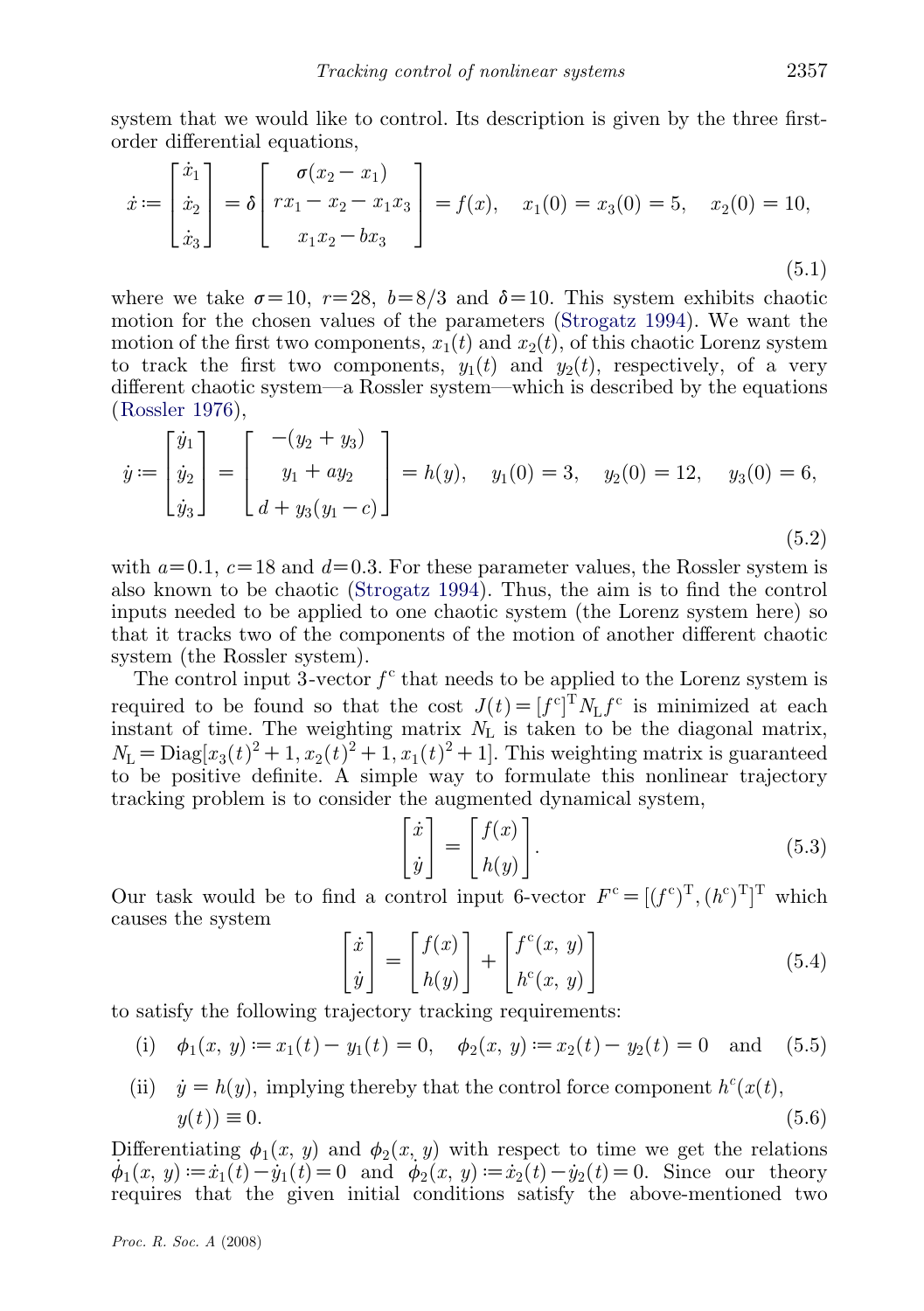system that we would like to control. Its description is given by the three first-order differential equations,

$$\dot{x} := \begin{bmatrix} \dot{x}_1 \\ \dot{x}_2 \\ \dot{x}_3 \end{bmatrix} = \delta \begin{bmatrix} \sigma(x_2 - x_1) \\ rx_1 - x_2 - x_1 x_3 \\ x_1 x_2 - b x_3 \end{bmatrix} = f(x), \quad x_1(0) = x_3(0) = 5, \quad x_2(0) = 10, \tag{5.1}$$

where we take $\sigma = 10$, $r = 28$, $b = 8/3$ and $\delta = 10$. This system exhibits chaotic motion for the chosen values of the parameters (Strogatz 1994). We want the motion of the first two components, $x_1(t)$ and $x_2(t)$, of this chaotic Lorenz system to track the first two components, $y_1(t)$ and $y_2(t)$, respectively, of a very different chaotic system—a Rossler system—which is described by the equations (Rossler 1976),

$$\dot{y} := \begin{bmatrix} \dot{y}_1 \\ \dot{y}_2 \\ \dot{y}_3 \end{bmatrix} = \begin{bmatrix} -(y_2 + y_3) \\ y_1 + a y_2 \\ d + y_3(y_1 - c) \end{bmatrix} = h(y), \quad y_1(0) = 3, \quad y_2(0) = 12, \quad y_3(0) = 6, \tag{5.2}$$

with $a = 0.1$, $c = 18$ and $d = 0.3$. For these parameter values, the Rossler system is also known to be chaotic (Strogatz 1994). Thus, the aim is to find the control inputs needed to be applied to one chaotic system (the Lorenz system here) so that it tracks two of the components of the motion of another different chaotic system (the Rossler system).

The control input 3-vector $f^c$ that needs to be applied to the Lorenz system is required to be found so that the cost $J(t) = [f^c]^T N_L f^c$ is minimized at each instant of time. The weighting matrix $N_L$ is taken to be the diagonal matrix, $N_L = \mathrm{Diag}[x_3(t)^2 + 1, x_2(t)^2 + 1, x_1(t)^2 + 1]$. This weighting matrix is guaranteed to be positive definite. A simple way to formulate this nonlinear trajectory tracking problem is to consider the augmented dynamical system,

$$\begin{bmatrix} \dot{x} \\ \dot{y} \end{bmatrix} = \begin{bmatrix} f(x) \\ h(y) \end{bmatrix}. \tag{5.3}$$

Our task would be to find a control input 6-vector $F^c = [(f^c)^T, (h^c)^T]^T$ which causes the system

$$\begin{bmatrix} \dot{x} \\ \dot{y} \end{bmatrix} = \begin{bmatrix} f(x) \\ h(y) \end{bmatrix} + \begin{bmatrix} f^c(x, y) \\ h^c(x, y) \end{bmatrix} \tag{5.4}$$

to satisfy the following trajectory tracking requirements:

(i) $\phi_1(x, y) := x_1(t) - y_1(t) = 0, \quad \phi_2(x, y) := x_2(t) - y_2(t) = 0$ and (5.5)

(ii) $\dot{y} = h(y)$, implying thereby that the control force component $h^c(x(t), y(t)) \equiv 0.$ (5.6)

Differentiating $\phi_1(x, y)$ and $\phi_2(x, y)$ with respect to time we get the relations $\dot{\phi}_1(x, y) := \dot{x}_1(t) - \dot{y}_1(t) = 0$ and $\dot{\phi}_2(x, y) := \dot{x}_2(t) - \dot{y}_2(t) = 0$. Since our theory requires that the given initial conditions satisfy the above-mentioned two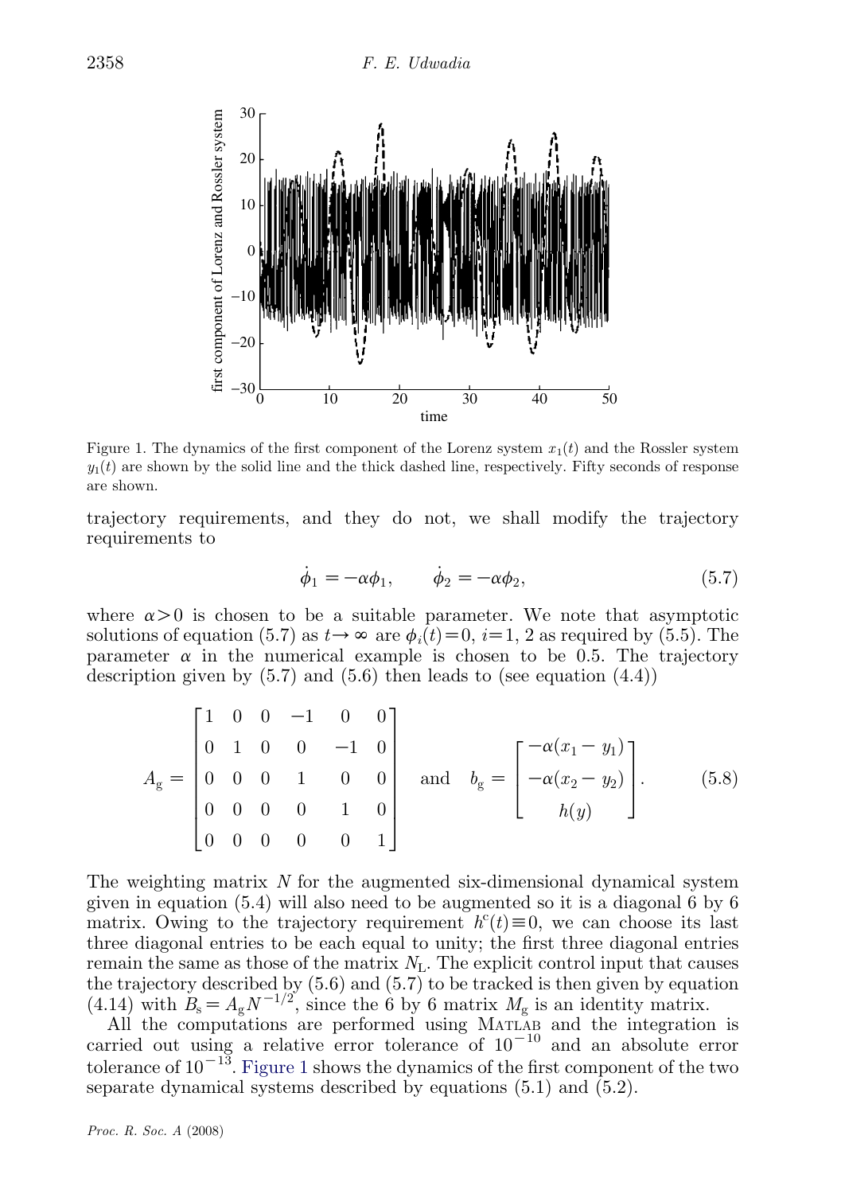Figure 1. The dynamics of the first component of the Lorenz system $x_1(t)$ and the Rossler system $y_1(t)$ are shown by the solid line and the thick dashed line, respectively. Fifty seconds of response are shown.

trajectory requirements, and they do not, we shall modify the trajectory requirements to

$$\dot{\phi}_1 = -\alpha\phi_1, \qquad \dot{\phi}_2 = -\alpha\phi_2, \tag{5.7}$$

where $\alpha > 0$ is chosen to be a suitable parameter. We note that asymptotic solutions of equation (5.7) as $t \to \infty$ are $\phi_i(t) = 0$, $i = 1, 2$ as required by (5.5). The parameter $\alpha$ in the numerical example is chosen to be 0.5. The trajectory description given by (5.7) and (5.6) then leads to (see equation (4.4))

$$A_{\mathrm{g}} = \begin{bmatrix} 1 & 0 & 0 & -1 & 0 & 0 \\ 0 & 1 & 0 & 0 & -1 & 0 \\ 0 & 0 & 0 & 1 & 0 & 0 \\ 0 & 0 & 0 & 0 & 1 & 0 \\ 0 & 0 & 0 & 0 & 0 & 1 \end{bmatrix} \quad \text{and} \quad b_{\mathrm{g}} = \begin{bmatrix} -\alpha(x_1 - y_1) \\ -\alpha(x_2 - y_2) \\ h(y) \end{bmatrix}. \tag{5.8}$$

The weighting matrix $N$ for the augmented six-dimensional dynamical system given in equation (5.4) will also need to be augmented so it is a diagonal 6 by 6 matrix. Owing to the trajectory requirement $h^{\mathrm{c}}(t) \equiv 0$, we can choose its last three diagonal entries to be each equal to unity; the first three diagonal entries remain the same as those of the matrix $N_{\mathrm{L}}$. The explicit control input that causes the trajectory described by (5.6) and (5.7) to be tracked is then given by equation (4.14) with $B_{\mathrm{s}} = A_{\mathrm{g}} N^{-1/2}$, since the 6 by 6 matrix $M_{\mathrm{g}}$ is an identity matrix.

All the computations are performed using MATLAB and the integration is carried out using a relative error tolerance of $10^{-10}$ and an absolute error tolerance of $10^{-13}$. Figure 1 shows the dynamics of the first component of the two separate dynamical systems described by equations (5.1) and (5.2).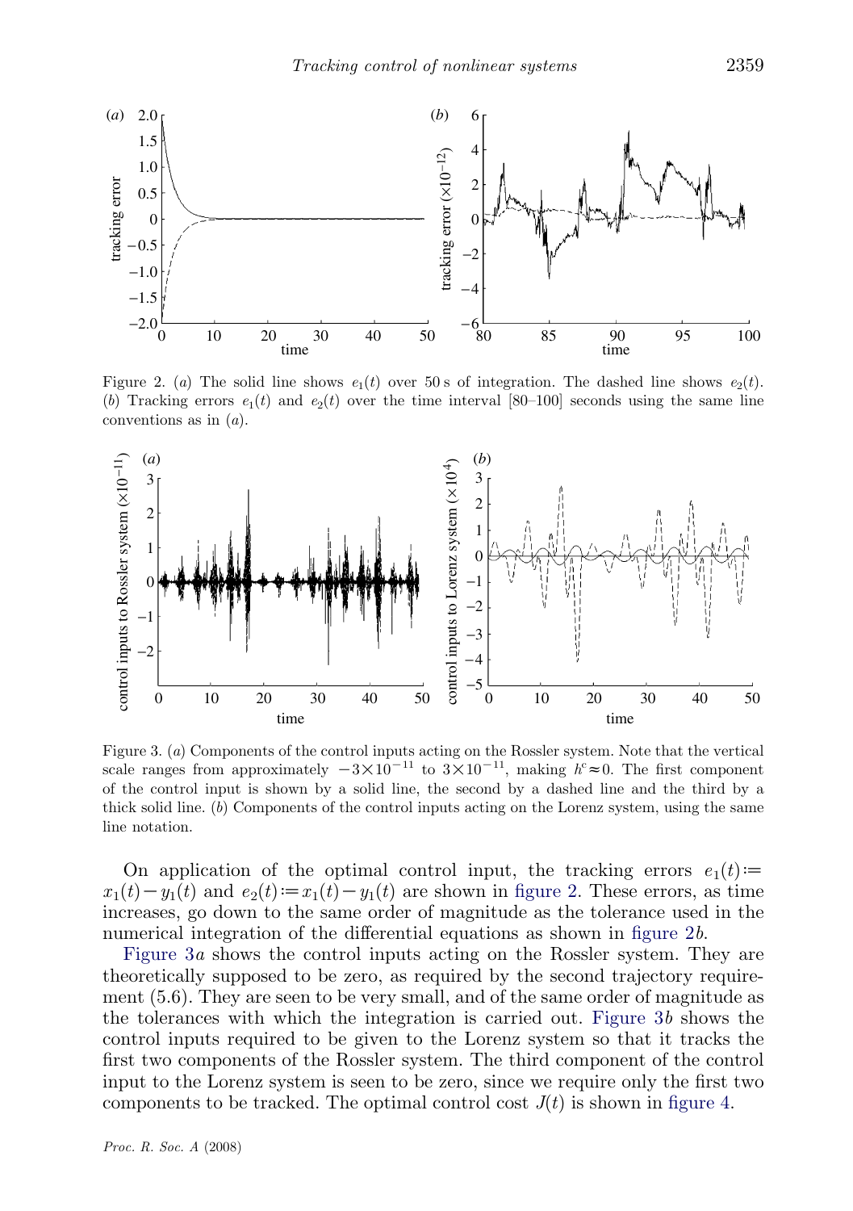Figure 2. (*a*) The solid line shows $e_1(t)$ over 50 s of integration. The dashed line shows $e_2(t)$. (*b*) Tracking errors $e_1(t)$ and $e_2(t)$ over the time interval [80–100] seconds using the same line conventions as in (*a*).

Figure 3. (*a*) Components of the control inputs acting on the Rossler system. Note that the vertical scale ranges from approximately $-3\times10^{-11}$ to $3\times10^{-11}$, making $h^c \approx 0$. The first component of the control input is shown by a solid line, the second by a dashed line and the third by a thick solid line. (*b*) Components of the control inputs acting on the Lorenz system, using the same line notation.

On application of the optimal control input, the tracking errors $e_1(t) := x_1(t) - y_1(t)$ and $e_2(t) := x_1(t) - y_1(t)$ are shown in figure 2. These errors, as time increases, go down to the same order of magnitude as the tolerance used in the numerical integration of the differential equations as shown in figure 2*b*.

Figure 3*a* shows the control inputs acting on the Rossler system. They are theoretically supposed to be zero, as required by the second trajectory requirement (5.6). They are seen to be very small, and of the same order of magnitude as the tolerances with which the integration is carried out. Figure 3*b* shows the control inputs required to be given to the Lorenz system so that it tracks the first two components of the Rossler system. The third component of the control input to the Lorenz system is seen to be zero, since we require only the first two components to be tracked. The optimal control cost $J(t)$ is shown in figure 4.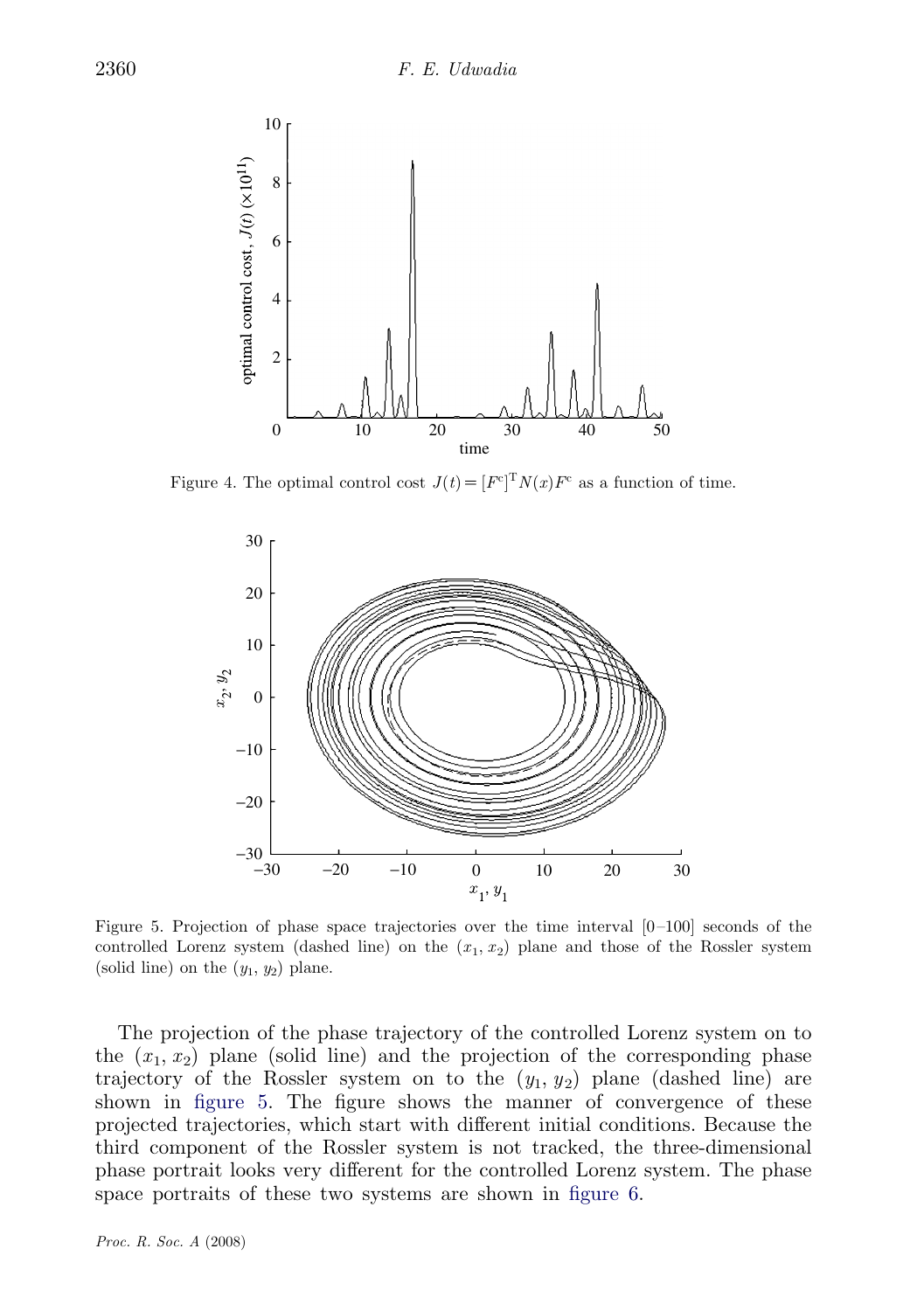Figure 4. The optimal control cost $J(t) = [F^c]^T N(x) F^c$ as a function of time.

Figure 5. Projection of phase space trajectories over the time interval [0–100] seconds of the controlled Lorenz system (dashed line) on the $(x_1, x_2)$ plane and those of the Rossler system (solid line) on the $(y_1, y_2)$ plane.

The projection of the phase trajectory of the controlled Lorenz system on to the $(x_1, x_2)$ plane (solid line) and the projection of the corresponding phase trajectory of the Rossler system on to the $(y_1, y_2)$ plane (dashed line) are shown in figure 5. The figure shows the manner of convergence of these projected trajectories, which start with different initial conditions. Because the third component of the Rossler system is not tracked, the three-dimensional phase portrait looks very different for the controlled Lorenz system. The phase space portraits of these two systems are shown in figure 6.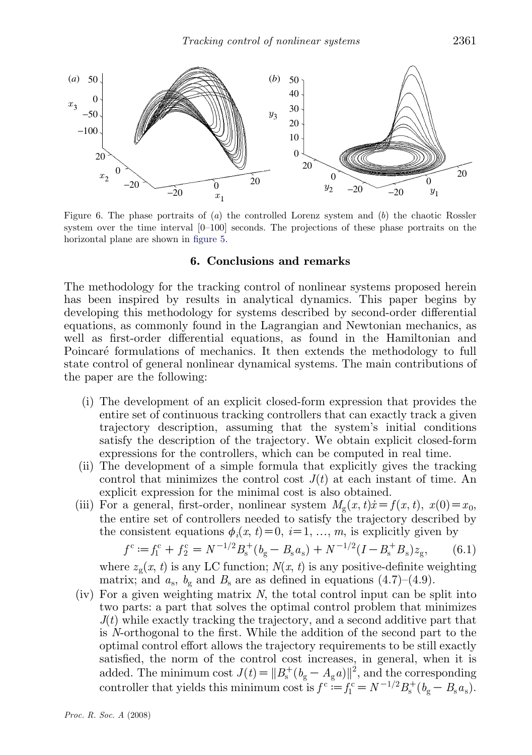Figure 6. The phase portraits of (*a*) the controlled Lorenz system and (*b*) the chaotic Rossler system over the time interval [0–100] seconds. The projections of these phase portraits on the horizontal plane are shown in figure 5.

## 6. Conclusions and remarks

The methodology for the tracking control of nonlinear systems proposed herein has been inspired by results in analytical dynamics. This paper begins by developing this methodology for systems described by second-order differential equations, as commonly found in the Lagrangian and Newtonian mechanics, as well as first-order differential equations, as found in the Hamiltonian and Poincaré formulations of mechanics. It then extends the methodology to full state control of general nonlinear dynamical systems. The main contributions of the paper are the following:

(i) The development of an explicit closed-form expression that provides the entire set of continuous tracking controllers that can exactly track a given trajectory description, assuming that the system's initial conditions satisfy the description of the trajectory. We obtain explicit closed-form expressions for the controllers, which can be computed in real time.

(ii) The development of a simple formula that explicitly gives the tracking control that minimizes the control cost $J(t)$ at each instant of time. An explicit expression for the minimal cost is also obtained.

(iii) For a general, first-order, nonlinear system $M_{\rm g}(x,t)\dot{x}=f(x,t),\ x(0)=x_0$, the entire set of controllers needed to satisfy the trajectory described by the consistent equations $\phi_i(x,t)=0,\ i=1,\ldots,m$, is explicitly given by

$$f^{\rm c} := f_1^{\rm c} + f_2^{\rm c} = N^{-1/2}B_{\rm s}^{+}(b_{\rm g} - B_{\rm s}a_{\rm s}) + N^{-1/2}(I - B_{\rm s}^{+}B_{\rm s})z_{\rm g}, \qquad (6.1)$$

where $z_{\rm g}(x,t)$ is any LC function; $N(x,t)$ is any positive-definite weighting matrix; and $a_{\rm s}$, $b_{\rm g}$ and $B_{\rm s}$ are as defined in equations (4.7)–(4.9).

(iv) For a given weighting matrix $N$, the total control input can be split into two parts: a part that solves the optimal control problem that minimizes $J(t)$ while exactly tracking the trajectory, and a second additive part that is $N$-orthogonal to the first. While the addition of the second part to the optimal control effort allows the trajectory requirements to be still exactly satisfied, the norm of the control cost increases, in general, when it is added. The minimum cost $J(t) = \|B_{\rm s}^{+}(b_{\rm g} - A_{\rm g}a)\|^2$, and the corresponding controller that yields this minimum cost is $f^{\rm c} := f_1^{\rm c} = N^{-1/2}B_{\rm s}^{+}(b_{\rm g} - B_{\rm s}a_{\rm s})$.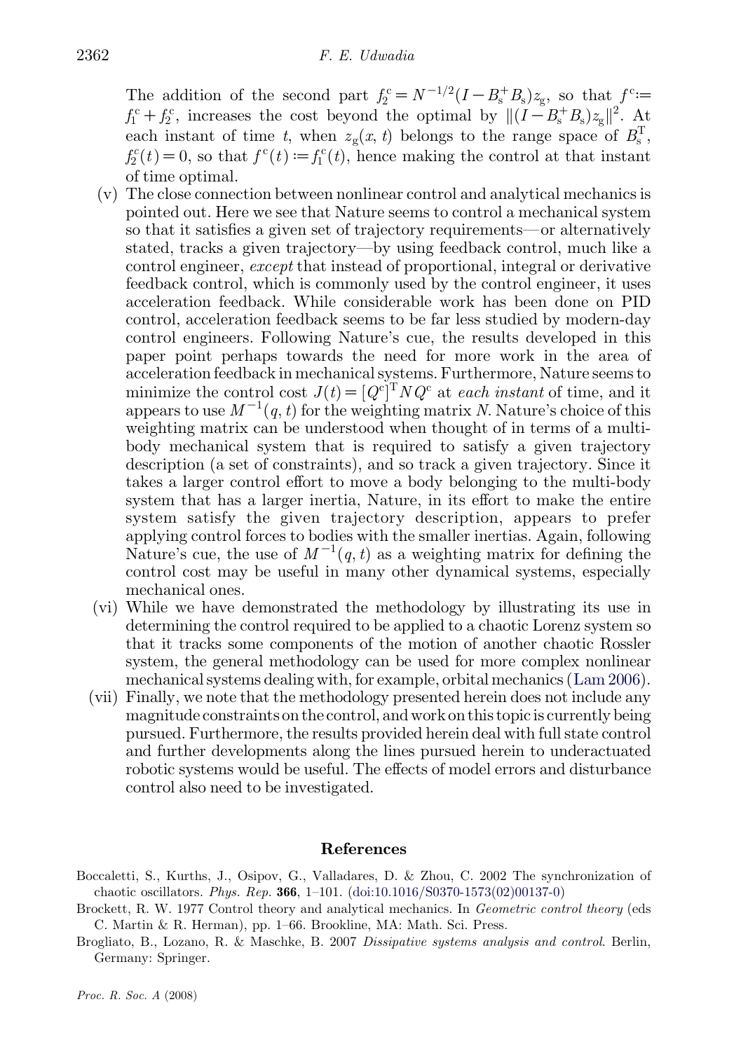The addition of the second part $f_2^{\mathrm{c}} = N^{-1/2}(I - B_{\mathrm{s}}^{+}B_{\mathrm{s}})z_{\mathrm{g}}$, so that $f^{\mathrm{c}} := f_1^{\mathrm{c}} + f_2^{\mathrm{c}}$, increases the cost beyond the optimal by $\|(I - B_{\mathrm{s}}^{+}B_{\mathrm{s}})z_{\mathrm{g}}\|^2$. At each instant of time $t$, when $z_{\mathrm{g}}(x, t)$ belongs to the range space of $B_{\mathrm{s}}^{\mathrm{T}}$, $f_2^{c}(t) = 0$, so that $f^{c}(t) := f_1^{c}(t)$, hence making the control at that instant of time optimal.

(v) The close connection between nonlinear control and analytical mechanics is pointed out. Here we see that Nature seems to control a mechanical system so that it satisfies a given set of trajectory requirements—or alternatively stated, tracks a given trajectory—by using feedback control, much like a control engineer, *except* that instead of proportional, integral or derivative feedback control, which is commonly used by the control engineer, it uses acceleration feedback. While considerable work has been done on PID control, acceleration feedback seems to be far less studied by modern-day control engineers. Following Nature's cue, the results developed in this paper point perhaps towards the need for more work in the area of acceleration feedback in mechanical systems. Furthermore, Nature seems to minimize the control cost $J(t) = [Q^{\mathrm{c}}]^{\mathrm{T}} N Q^{\mathrm{c}}$ at *each instant* of time, and it appears to use $M^{-1}(q, t)$ for the weighting matrix $N$. Nature's choice of this weighting matrix can be understood when thought of in terms of a multi-body mechanical system that is required to satisfy a given trajectory description (a set of constraints), and so track a given trajectory. Since it takes a larger control effort to move a body belonging to the multi-body system that has a larger inertia, Nature, in its effort to make the entire system satisfy the given trajectory description, appears to prefer applying control forces to bodies with the smaller inertias. Again, following Nature's cue, the use of $M^{-1}(q, t)$ as a weighting matrix for defining the control cost may be useful in many other dynamical systems, especially mechanical ones.

(vi) While we have demonstrated the methodology by illustrating its use in determining the control required to be applied to a chaotic Lorenz system so that it tracks some components of the motion of another chaotic Rossler system, the general methodology can be used for more complex nonlinear mechanical systems dealing with, for example, orbital mechanics (Lam 2006).

(vii) Finally, we note that the methodology presented herein does not include any magnitude constraints on the control, and work on this topic is currently being pursued. Furthermore, the results provided herein deal with full state control and further developments along the lines pursued herein to underactuated robotic systems would be useful. The effects of model errors and disturbance control also need to be investigated.

## References

Boccaletti, S., Kurths, J., Osipov, G., Valladares, D. & Zhou, C. 2002 The synchronization of chaotic oscillators. *Phys. Rep.* **366**, 1–101. (doi:10.1016/S0370-1573(02)00137-0)

Brockett, R. W. 1977 Control theory and analytical mechanics. In *Geometric control theory* (eds C. Martin & R. Herman), pp. 1–66. Brookline, MA: Math. Sci. Press.

Brogliato, B., Lozano, R. & Maschke, B. 2007 *Dissipative systems analysis and control*. Berlin, Germany: Springer.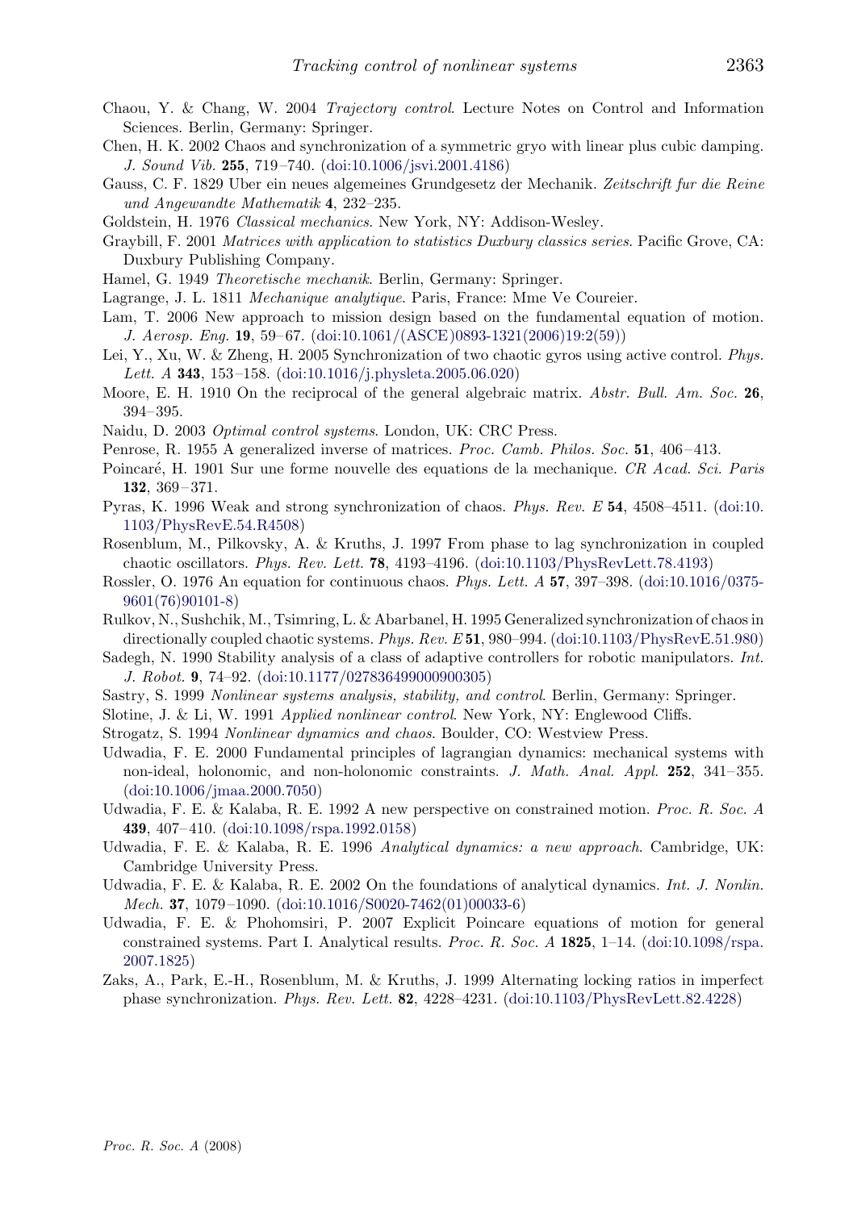Chaou, Y. & Chang, W. 2004 *Trajectory control*. Lecture Notes on Control and Information Sciences. Berlin, Germany: Springer.

Chen, H. K. 2002 Chaos and synchronization of a symmetric gryo with linear plus cubic damping. *J. Sound Vib.* **255**, 719–740. (doi:10.1006/jsvi.2001.4186)

Gauss, C. F. 1829 Uber ein neues algemeines Grundgesetz der Mechanik. *Zeitschrift fur die Reine und Angewandte Mathematik* **4**, 232–235.

Goldstein, H. 1976 *Classical mechanics*. New York, NY: Addison-Wesley.

Graybill, F. 2001 *Matrices with application to statistics Duxbury classics series*. Pacific Grove, CA: Duxbury Publishing Company.

Hamel, G. 1949 *Theoretische mechanik*. Berlin, Germany: Springer.

Lagrange, J. L. 1811 *Mechanique analytique*. Paris, France: Mme Ve Coureier.

Lam, T. 2006 New approach to mission design based on the fundamental equation of motion. *J. Aerosp. Eng.* **19**, 59–67. (doi:10.1061/(ASCE)0893-1321(2006)19:2(59))

Lei, Y., Xu, W. & Zheng, H. 2005 Synchronization of two chaotic gyros using active control. *Phys. Lett. A* **343**, 153–158. (doi:10.1016/j.physleta.2005.06.020)

Moore, E. H. 1910 On the reciprocal of the general algebraic matrix. *Abstr. Bull. Am. Soc.* **26**, 394–395.

Naidu, D. 2003 *Optimal control systems*. London, UK: CRC Press.

Penrose, R. 1955 A generalized inverse of matrices. *Proc. Camb. Philos. Soc.* **51**, 406–413.

Poincaré, H. 1901 Sur une forme nouvelle des equations de la mechanique. *CR Acad. Sci. Paris* **132**, 369–371.

Pyras, K. 1996 Weak and strong synchronization of chaos. *Phys. Rev. E* **54**, 4508–4511. (doi:10.1103/PhysRevE.54.R4508)

Rosenblum, M., Pilkovsky, A. & Kruths, J. 1997 From phase to lag synchronization in coupled chaotic oscillators. *Phys. Rev. Lett.* **78**, 4193–4196. (doi:10.1103/PhysRevLett.78.4193)

Rossler, O. 1976 An equation for continuous chaos. *Phys. Lett. A* **57**, 397–398. (doi:10.1016/0375-9601(76)90101-8)

Rulkov, N., Sushchik, M., Tsimring, L. & Abarbanel, H. 1995 Generalized synchronization of chaos in directionally coupled chaotic systems. *Phys. Rev. E* **51**, 980–994. (doi:10.1103/PhysRevE.51.980)

Sadegh, N. 1990 Stability analysis of a class of adaptive controllers for robotic manipulators. *Int. J. Robot.* **9**, 74–92. (doi:10.1177/027836499000900305)

Sastry, S. 1999 *Nonlinear systems analysis, stability, and control*. Berlin, Germany: Springer.

Slotine, J. & Li, W. 1991 *Applied nonlinear control*. New York, NY: Englewood Cliffs.

Strogatz, S. 1994 *Nonlinear dynamics and chaos*. Boulder, CO: Westview Press.

Udwadia, F. E. 2000 Fundamental principles of lagrangian dynamics: mechanical systems with non-ideal, holonomic, and non-holonomic constraints. *J. Math. Anal. Appl.* **252**, 341–355. (doi:10.1006/jmaa.2000.7050)

Udwadia, F. E. & Kalaba, R. E. 1992 A new perspective on constrained motion. *Proc. R. Soc. A* **439**, 407–410. (doi:10.1098/rspa.1992.0158)

Udwadia, F. E. & Kalaba, R. E. 1996 *Analytical dynamics: a new approach*. Cambridge, UK: Cambridge University Press.

Udwadia, F. E. & Kalaba, R. E. 2002 On the foundations of analytical dynamics. *Int. J. Nonlin. Mech.* **37**, 1079–1090. (doi:10.1016/S0020-7462(01)00033-6)

Udwadia, F. E. & Phohomsiri, P. 2007 Explicit Poincare equations of motion for general constrained systems. Part I. Analytical results. *Proc. R. Soc. A* **1825**, 1–14. (doi:10.1098/rspa.2007.1825)

Zaks, A., Park, E.-H., Rosenblum, M. & Kruths, J. 1999 Alternating locking ratios in imperfect phase synchronization. *Phys. Rev. Lett.* **82**, 4228–4231. (doi:10.1103/PhysRevLett.82.4228)